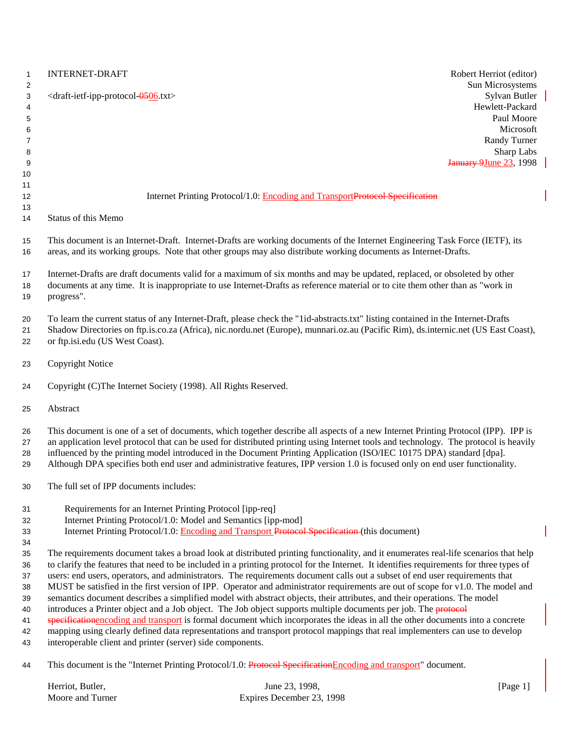INTERNET-DRAFT

Robert Herriot (editor)
Sun Microsystems
Sylvan Butler
Hewlett-Packard
Paul Moore
Microsoft
Randy Turner
Sharp Labs

<draft-ietf-ipp-protocol-0506.txt>

January 9June 23, 1998

# Internet Printing Protocol/1.0: Encoding and TransportProtocol Specification

## Status of this Memo

This document is an Internet-Draft. Internet-Drafts are working documents of the Internet Engineering Task Force (IETF), its areas, and its working groups. Note that other groups may also distribute working documents as Internet-Drafts.

Internet-Drafts are draft documents valid for a maximum of six months and may be updated, replaced, or obsoleted by other documents at any time. It is inappropriate to use Internet-Drafts as reference material or to cite them other than as "work in progress".

To learn the current status of any Internet-Draft, please check the "1id-abstracts.txt" listing contained in the Internet-Drafts Shadow Directories on ftp.is.co.za (Africa), nic.nordu.net (Europe), munnari.oz.au (Pacific Rim), ds.internic.net (US East Coast), or ftp.isi.edu (US West Coast).

## Copyright Notice

Copyright (C)The Internet Society (1998). All Rights Reserved.

## Abstract

This document is one of a set of documents, which together describe all aspects of a new Internet Printing Protocol (IPP). IPP is an application level protocol that can be used for distributed printing using Internet tools and technology. The protocol is heavily influenced by the printing model introduced in the Document Printing Application (ISO/IEC 10175 DPA) standard [dpa]. Although DPA specifies both end user and administrative features, IPP version 1.0 is focused only on end user functionality.

The full set of IPP documents includes:

Requirements for an Internet Printing Protocol [ipp-req]
Internet Printing Protocol/1.0: Model and Semantics [ipp-mod]
Internet Printing Protocol/1.0: Encoding and Transport Protocol Specification (this document)

The requirements document takes a broad look at distributed printing functionality, and it enumerates real-life scenarios that help to clarify the features that need to be included in a printing protocol for the Internet. It identifies requirements for three types of users: end users, operators, and administrators. The requirements document calls out a subset of end user requirements that MUST be satisfied in the first version of IPP. Operator and administrator requirements are out of scope for v1.0. The model and semantics document describes a simplified model with abstract objects, their attributes, and their operations. The model introduces a Printer object and a Job object. The Job object supports multiple documents per job. The protocol specificationencoding and transport is formal document which incorporates the ideas in all the other documents into a concrete mapping using clearly defined data representations and transport protocol mappings that real implementers can use to develop interoperable client and printer (server) side components.

This document is the "Internet Printing Protocol/1.0: Protocol SpecificationEncoding and transport" document.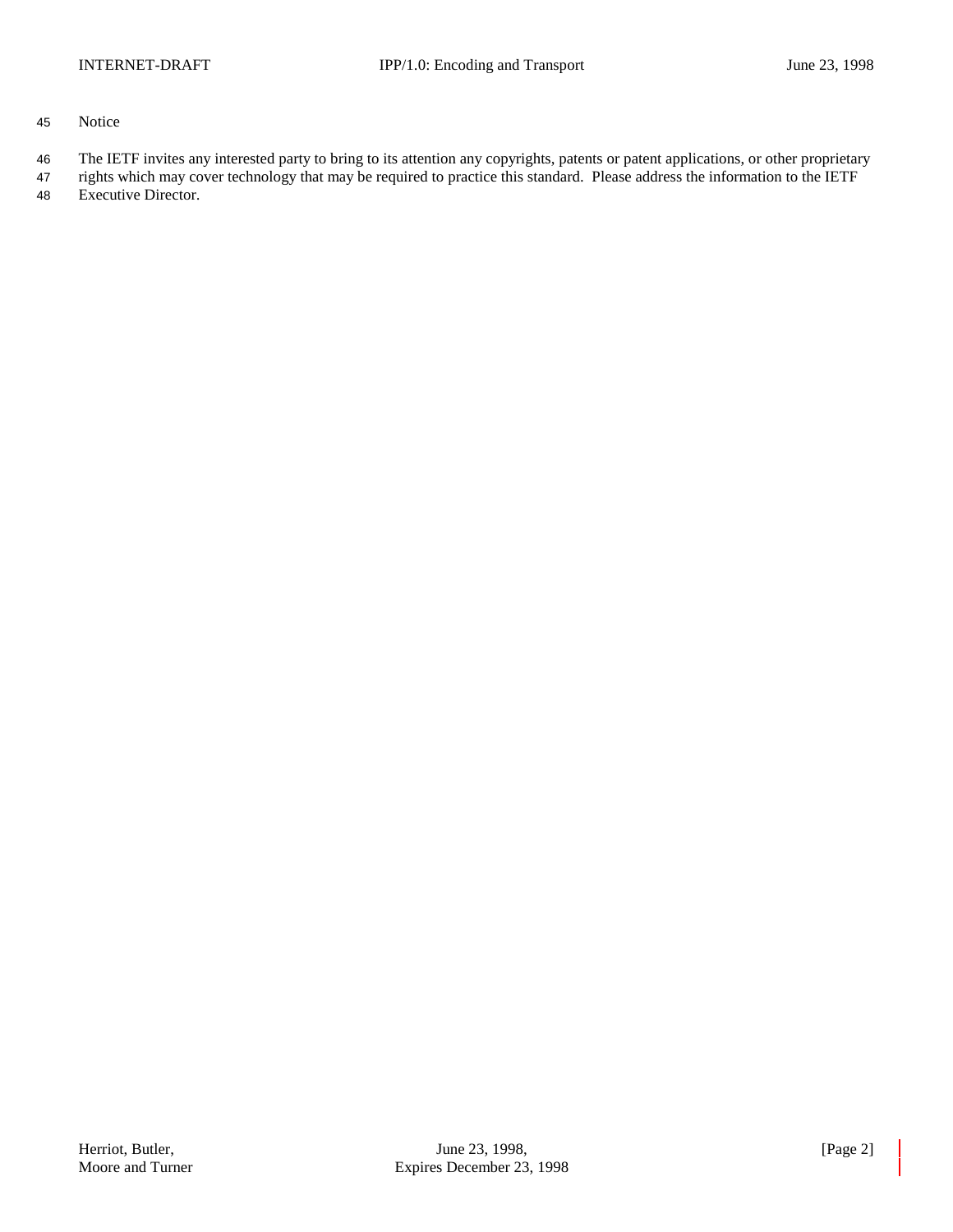Notice

The IETF invites any interested party to bring to its attention any copyrights, patents or patent applications, or other proprietary rights which may cover technology that may be required to practice this standard. Please address the information to the IETF Executive Director.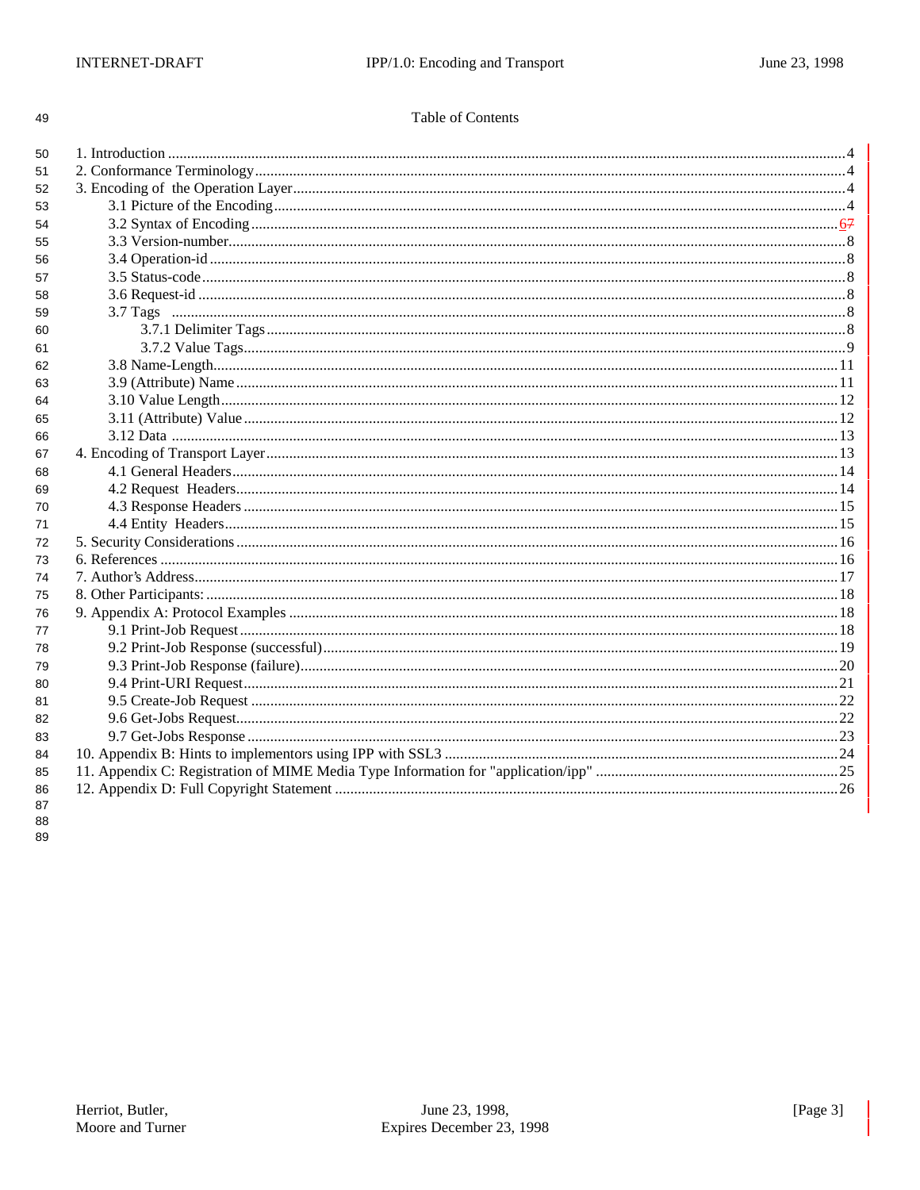Table of Contents

1. Introduction .....4
2. Conformance Terminology .....4
3. Encoding of the Operation Layer .....4
   - 3.1 Picture of the Encoding .....4
   - 3.2 Syntax of Encoding .....67
   - 3.3 Version-number .....8
   - 3.4 Operation-id .....8
   - 3.5 Status-code .....8
   - 3.6 Request-id .....8
   - 3.7 Tags .....8
     - 3.7.1 Delimiter Tags .....8
     - 3.7.2 Value Tags .....9
   - 3.8 Name-Length .....11
   - 3.9 (Attribute) Name .....11
   - 3.10 Value Length .....12
   - 3.11 (Attribute) Value .....12
   - 3.12 Data .....13
4. Encoding of Transport Layer .....13
   - 4.1 General Headers .....14
   - 4.2 Request Headers .....14
   - 4.3 Response Headers .....15
   - 4.4 Entity Headers .....15
5. Security Considerations .....16
6. References .....16
7. Author's Address .....17
8. Other Participants: .....18
9. Appendix A: Protocol Examples .....18
   - 9.1 Print-Job Request .....18
   - 9.2 Print-Job Response (successful) .....19
   - 9.3 Print-Job Response (failure) .....20
   - 9.4 Print-URI Request .....21
   - 9.5 Create-Job Request .....22
   - 9.6 Get-Jobs Request .....22
   - 9.7 Get-Jobs Response .....23
10. Appendix B: Hints to implementors using IPP with SSL3 .....24
11. Appendix C: Registration of MIME Media Type Information for "application/ipp" .....25
12. Appendix D: Full Copyright Statement .....26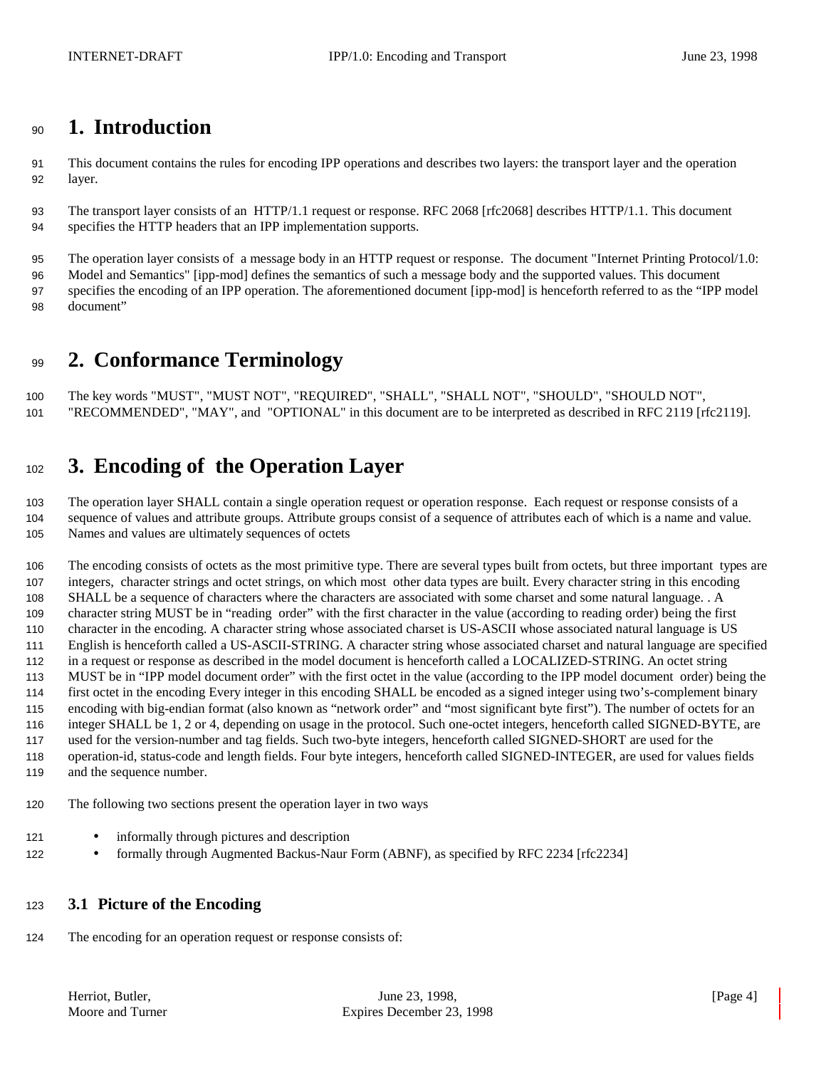# 1. Introduction

This document contains the rules for encoding IPP operations and describes two layers: the transport layer and the operation layer.

The transport layer consists of an HTTP/1.1 request or response. RFC 2068 [rfc2068] describes HTTP/1.1. This document specifies the HTTP headers that an IPP implementation supports.

The operation layer consists of a message body in an HTTP request or response. The document "Internet Printing Protocol/1.0: Model and Semantics" [ipp-mod] defines the semantics of such a message body and the supported values. This document specifies the encoding of an IPP operation. The aforementioned document [ipp-mod] is henceforth referred to as the "IPP model document"

# 2. Conformance Terminology

The key words "MUST", "MUST NOT", "REQUIRED", "SHALL", "SHALL NOT", "SHOULD", "SHOULD NOT", "RECOMMENDED", "MAY", and "OPTIONAL" in this document are to be interpreted as described in RFC 2119 [rfc2119].

# 3. Encoding of the Operation Layer

The operation layer SHALL contain a single operation request or operation response. Each request or response consists of a sequence of values and attribute groups. Attribute groups consist of a sequence of attributes each of which is a name and value. Names and values are ultimately sequences of octets

The encoding consists of octets as the most primitive type. There are several types built from octets, but three important types are integers, character strings and octet strings, on which most other data types are built. Every character string in this encoding SHALL be a sequence of characters where the characters are associated with some charset and some natural language. . A character string MUST be in "reading order" with the first character in the value (according to reading order) being the first character in the encoding. A character string whose associated charset is US-ASCII whose associated natural language is US English is henceforth called a US-ASCII-STRING. A character string whose associated charset and natural language are specified in a request or response as described in the model document is henceforth called a LOCALIZED-STRING. An octet string MUST be in "IPP model document order" with the first octet in the value (according to the IPP model document order) being the first octet in the encoding Every integer in this encoding SHALL be encoded as a signed integer using two's-complement binary encoding with big-endian format (also known as "network order" and "most significant byte first"). The number of octets for an integer SHALL be 1, 2 or 4, depending on usage in the protocol. Such one-octet integers, henceforth called SIGNED-BYTE, are used for the version-number and tag fields. Such two-byte integers, henceforth called SIGNED-SHORT are used for the operation-id, status-code and length fields. Four byte integers, henceforth called SIGNED-INTEGER, are used for values fields and the sequence number.

The following two sections present the operation layer in two ways

- informally through pictures and description
- formally through Augmented Backus-Naur Form (ABNF), as specified by RFC 2234 [rfc2234]

## 3.1 Picture of the Encoding

The encoding for an operation request or response consists of: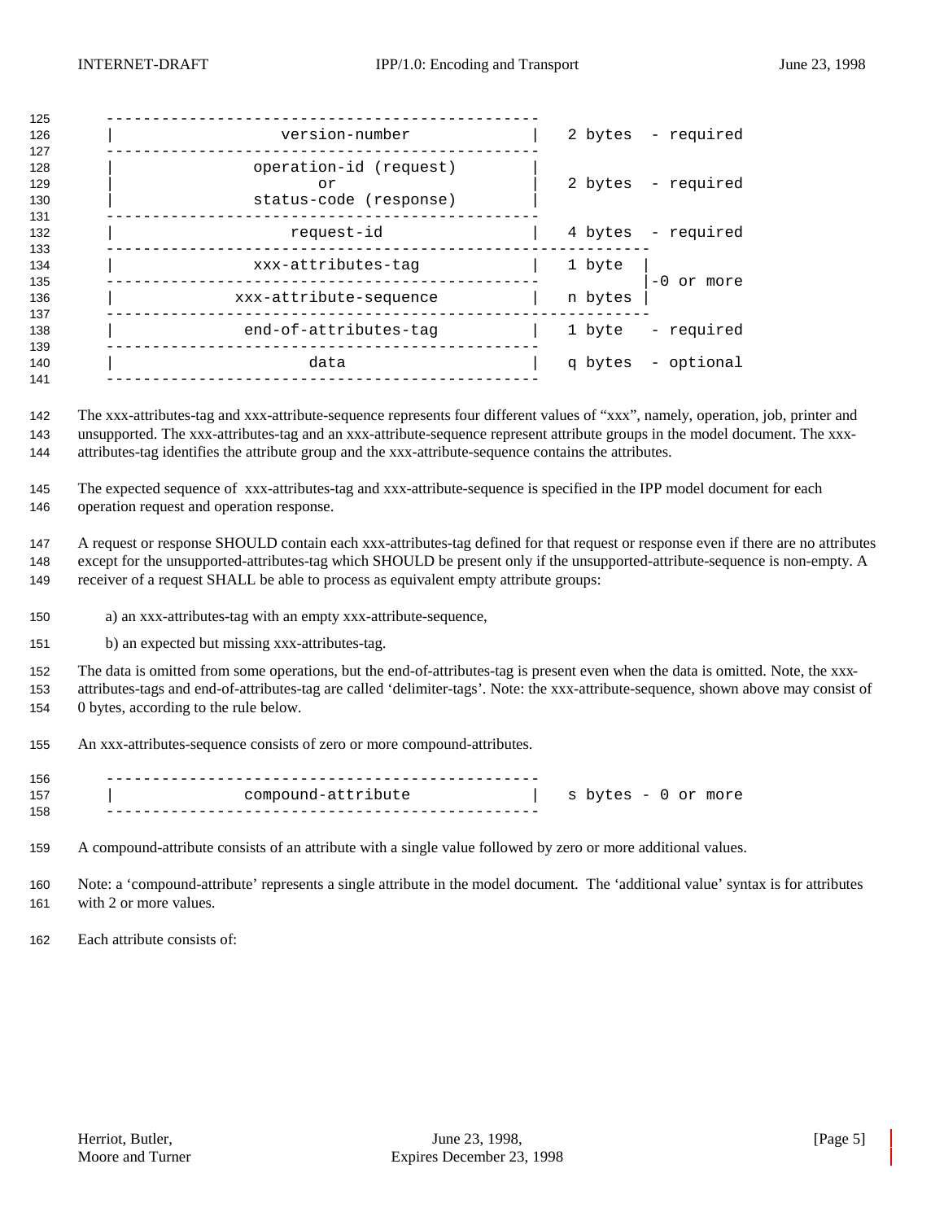```
-----------------------------------------------
|              version-number                 |   2 bytes  - required
-----------------------------------------------
|           operation-id (request)            |
|                   or                        |   2 bytes  - required
|           status-code (response)            |
-----------------------------------------------
|               request-id                    |   4 bytes  - required
-----------------------------------------------------------
|            xxx-attributes-tag               |   1 byte  |
-----------------------------------------------           |-0 or more
|          xxx-attribute-sequence             |   n bytes |
-----------------------------------------------------------
|           end-of-attributes-tag             |   1 byte   - required
-----------------------------------------------
|                   data                      |   q bytes  - optional
-----------------------------------------------
```

The xxx-attributes-tag and xxx-attribute-sequence represents four different values of "xxx", namely, operation, job, printer and unsupported. The xxx-attributes-tag and an xxx-attribute-sequence represent attribute groups in the model document. The xxx-attributes-tag identifies the attribute group and the xxx-attribute-sequence contains the attributes.

The expected sequence of xxx-attributes-tag and xxx-attribute-sequence is specified in the IPP model document for each operation request and operation response.

A request or response SHOULD contain each xxx-attributes-tag defined for that request or response even if there are no attributes except for the unsupported-attributes-tag which SHOULD be present only if the unsupported-attribute-sequence is non-empty. A receiver of a request SHALL be able to process as equivalent empty attribute groups:

a) an xxx-attributes-tag with an empty xxx-attribute-sequence,

b) an expected but missing xxx-attributes-tag.

The data is omitted from some operations, but the end-of-attributes-tag is present even when the data is omitted. Note, the xxx-attributes-tags and end-of-attributes-tag are called 'delimiter-tags'. Note: the xxx-attribute-sequence, shown above may consist of 0 bytes, according to the rule below.

An xxx-attributes-sequence consists of zero or more compound-attributes.

```
-----------------------------------------------
|             compound-attribute              |   s bytes - 0 or more
-----------------------------------------------
```

A compound-attribute consists of an attribute with a single value followed by zero or more additional values.

Note: a 'compound-attribute' represents a single attribute in the model document. The 'additional value' syntax is for attributes with 2 or more values.

Each attribute consists of: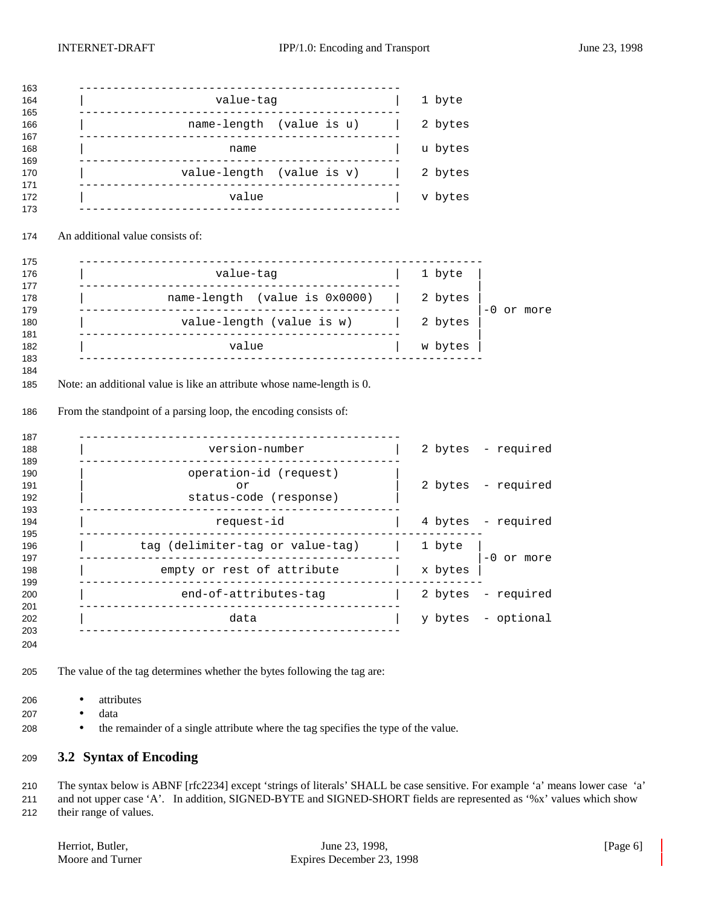```
-----------------------------------------------
|                  value-tag                  |   1 byte
-----------------------------------------------
|              name-length  (value is u)      |   2 bytes
-----------------------------------------------
|                     name                    |   u bytes
-----------------------------------------------
|             value-length  (value is v)      |   2 bytes
-----------------------------------------------
|                     value                   |   v bytes
-----------------------------------------------
```

An additional value consists of:

```
-----------------------------------------------------------
|                  value-tag                  |   1 byte  |
-----------------------------------------------           |
|            name-length  (value is 0x0000)   |   2 bytes |
-----------------------------------------------           |-0 or more
|             value-length (value is w)       |   2 bytes |
-----------------------------------------------           |
|                     value                   |   w bytes |
-----------------------------------------------------------
```

Note: an additional value is like an attribute whose name-length is 0.

From the standpoint of a parsing loop, the encoding consists of:

```
-----------------------------------------------
|                version-number               |   2 bytes  - required
-----------------------------------------------
|              operation-id (request)         |
|                      or                     |   2 bytes  - required
|              status-code (response)         |
-----------------------------------------------
|                  request-id                 |   4 bytes  - required
-----------------------------------------------------------
|        tag (delimiter-tag or value-tag)     |   1 byte  |
-----------------------------------------------           |-0 or more
|           empty or rest of attribute        |   x bytes |
-----------------------------------------------------------
|             end-of-attributes-tag           |   2 bytes  - required
-----------------------------------------------
|                     data                    |   y bytes  - optional
-----------------------------------------------
```

The value of the tag determines whether the bytes following the tag are:

- attributes
- data
- the remainder of a single attribute where the tag specifies the type of the value.

## 3.2 Syntax of Encoding

The syntax below is ABNF [rfc2234] except 'strings of literals' SHALL be case sensitive. For example 'a' means lower case 'a' and not upper case 'A'. In addition, SIGNED-BYTE and SIGNED-SHORT fields are represented as '%x' values which show their range of values.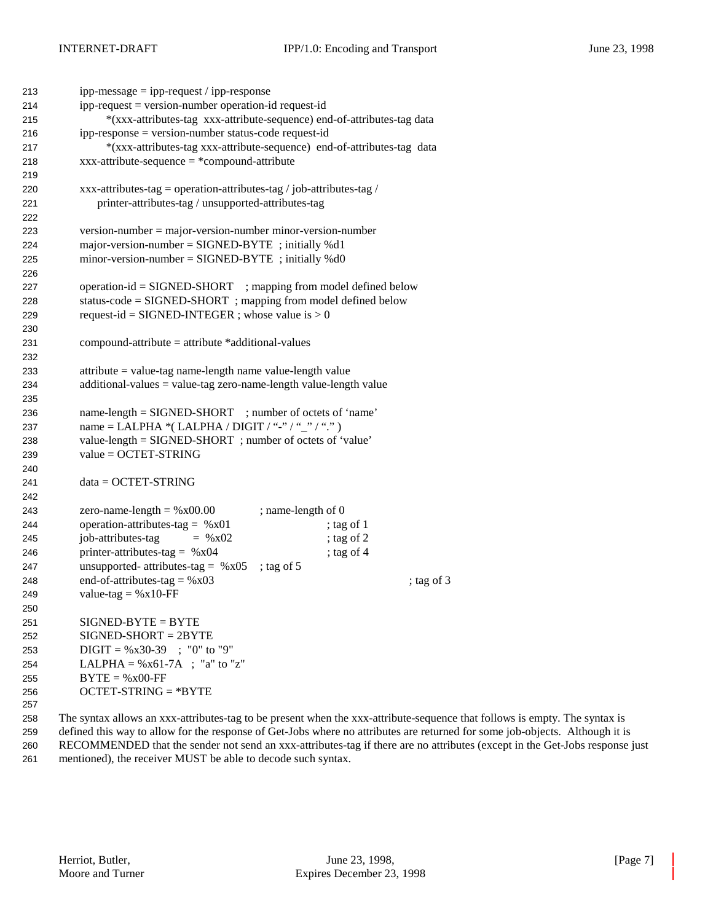```
ipp-message = ipp-request / ipp-response
ipp-request = version-number operation-id request-id
      *(xxx-attributes-tag  xxx-attribute-sequence) end-of-attributes-tag data
ipp-response = version-number status-code request-id
      *(xxx-attributes-tag xxx-attribute-sequence)  end-of-attributes-tag  data
xxx-attribute-sequence = *compound-attribute

xxx-attributes-tag = operation-attributes-tag / job-attributes-tag /
     printer-attributes-tag / unsupported-attributes-tag

version-number = major-version-number minor-version-number
major-version-number = SIGNED-BYTE  ; initially %d1
minor-version-number = SIGNED-BYTE  ; initially %d0

operation-id = SIGNED-SHORT    ; mapping from model defined below
status-code = SIGNED-SHORT  ; mapping from model defined below
request-id = SIGNED-INTEGER ; whose value is > 0

compound-attribute = attribute *additional-values

attribute = value-tag name-length name value-length value
additional-values = value-tag zero-name-length value-length value

name-length = SIGNED-SHORT    ; number of octets of 'name'
name = LALPHA *( LALPHA / DIGIT / "-" / "_" / "." )
value-length = SIGNED-SHORT  ; number of octets of 'value'
value = OCTET-STRING

data = OCTET-STRING

zero-name-length = %x00.00              ; name-length of 0
operation-attributes-tag =  %x01                        ; tag of 1
job-attributes-tag          =  %x02                     ; tag of 2
printer-attributes-tag =  %x04                          ; tag of 4
unsupported- attributes-tag =  %x05    ; tag of 5
end-of-attributes-tag = %x03                                              ; tag of 3
value-tag = %x10-FF

SIGNED-BYTE = BYTE
SIGNED-SHORT = 2BYTE
DIGIT = %x30-39   ;  "0" to "9"
LALPHA = %x61-7A   ;  "a" to "z"
BYTE = %x00-FF
OCTET-STRING = *BYTE
```

The syntax allows an xxx-attributes-tag to be present when the xxx-attribute-sequence that follows is empty. The syntax is defined this way to allow for the response of Get-Jobs where no attributes are returned for some job-objects. Although it is RECOMMENDED that the sender not send an xxx-attributes-tag if there are no attributes (except in the Get-Jobs response just mentioned), the receiver MUST be able to decode such syntax.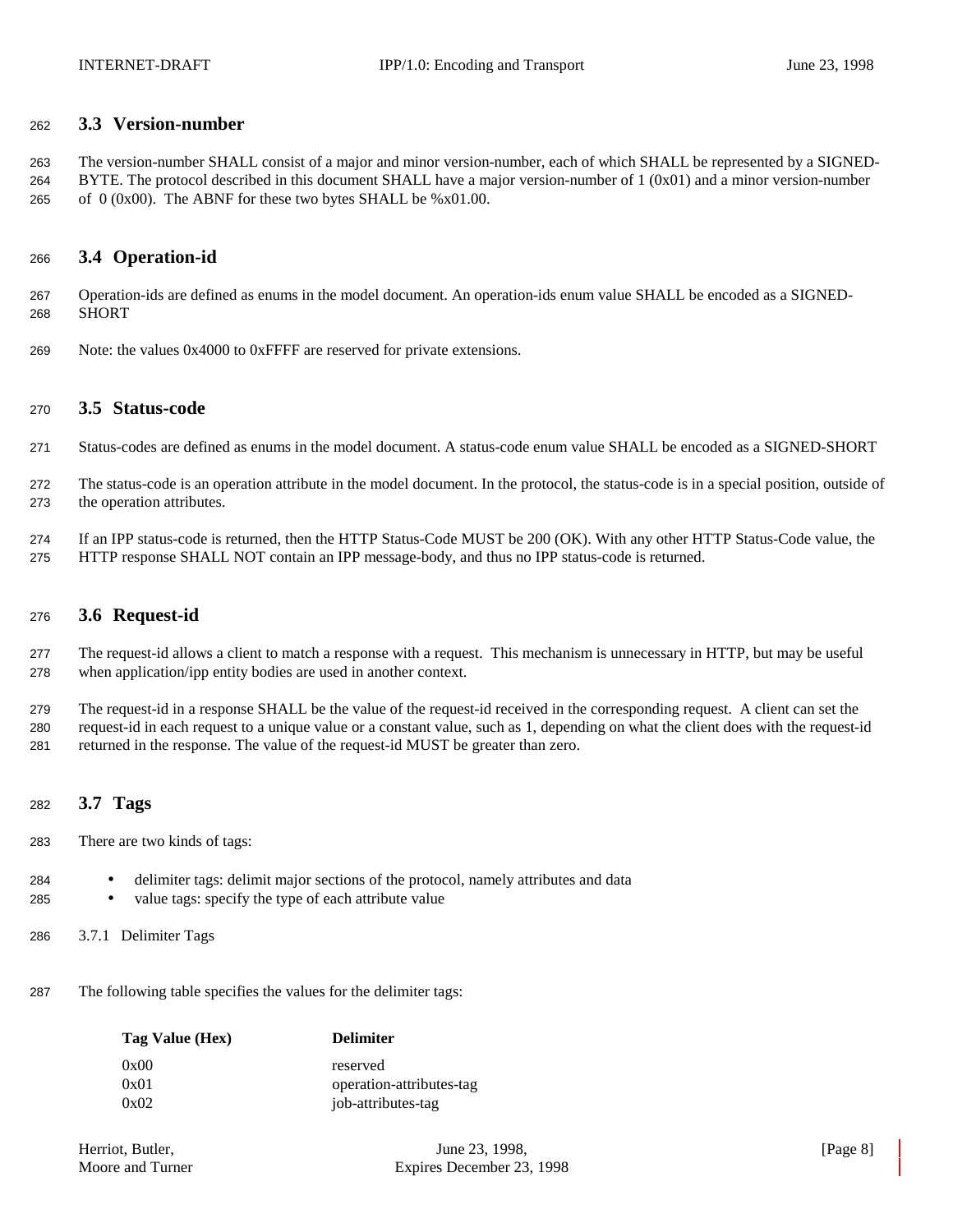## 3.3 Version-number

The version-number SHALL consist of a major and minor version-number, each of which SHALL be represented by a SIGNED-BYTE. The protocol described in this document SHALL have a major version-number of 1 (0x01) and a minor version-number of 0 (0x00). The ABNF for these two bytes SHALL be %x01.00.

## 3.4 Operation-id

Operation-ids are defined as enums in the model document. An operation-ids enum value SHALL be encoded as a SIGNED-SHORT

Note: the values 0x4000 to 0xFFFF are reserved for private extensions.

## 3.5 Status-code

Status-codes are defined as enums in the model document. A status-code enum value SHALL be encoded as a SIGNED-SHORT

The status-code is an operation attribute in the model document. In the protocol, the status-code is in a special position, outside of the operation attributes.

If an IPP status-code is returned, then the HTTP Status-Code MUST be 200 (OK). With any other HTTP Status-Code value, the HTTP response SHALL NOT contain an IPP message-body, and thus no IPP status-code is returned.

## 3.6 Request-id

The request-id allows a client to match a response with a request. This mechanism is unnecessary in HTTP, but may be useful when application/ipp entity bodies are used in another context.

The request-id in a response SHALL be the value of the request-id received in the corresponding request. A client can set the request-id in each request to a unique value or a constant value, such as 1, depending on what the client does with the request-id returned in the response. The value of the request-id MUST be greater than zero.

## 3.7 Tags

There are two kinds of tags:

- delimiter tags: delimit major sections of the protocol, namely attributes and data
- value tags: specify the type of each attribute value

### 3.7.1 Delimiter Tags

The following table specifies the values for the delimiter tags:

| Tag Value (Hex) | Delimiter |
|---|---|
| 0x00 | reserved |
| 0x01 | operation-attributes-tag |
| 0x02 | job-attributes-tag |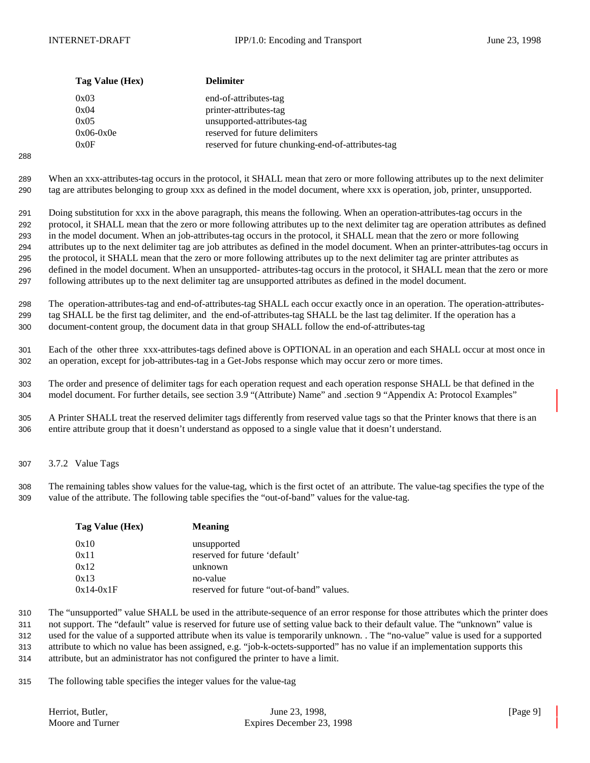| Tag Value (Hex) | Delimiter |
| --- | --- |
| 0x03 | end-of-attributes-tag |
| 0x04 | printer-attributes-tag |
| 0x05 | unsupported-attributes-tag |
| 0x06-0x0e | reserved for future delimiters |
| 0x0F | reserved for future chunking-end-of-attributes-tag |

When an xxx-attributes-tag occurs in the protocol, it SHALL mean that zero or more following attributes up to the next delimiter tag are attributes belonging to group xxx as defined in the model document, where xxx is operation, job, printer, unsupported.

Doing substitution for xxx in the above paragraph, this means the following. When an operation-attributes-tag occurs in the protocol, it SHALL mean that the zero or more following attributes up to the next delimiter tag are operation attributes as defined in the model document. When an job-attributes-tag occurs in the protocol, it SHALL mean that the zero or more following attributes up to the next delimiter tag are job attributes as defined in the model document. When an printer-attributes-tag occurs in the protocol, it SHALL mean that the zero or more following attributes up to the next delimiter tag are printer attributes as defined in the model document. When an unsupported- attributes-tag occurs in the protocol, it SHALL mean that the zero or more following attributes up to the next delimiter tag are unsupported attributes as defined in the model document.

The operation-attributes-tag and end-of-attributes-tag SHALL each occur exactly once in an operation. The operation-attributes-tag SHALL be the first tag delimiter, and the end-of-attributes-tag SHALL be the last tag delimiter. If the operation has a document-content group, the document data in that group SHALL follow the end-of-attributes-tag

Each of the other three xxx-attributes-tags defined above is OPTIONAL in an operation and each SHALL occur at most once in an operation, except for job-attributes-tag in a Get-Jobs response which may occur zero or more times.

The order and presence of delimiter tags for each operation request and each operation response SHALL be that defined in the model document. For further details, see section 3.9 "(Attribute) Name" and .section 9 "Appendix A: Protocol Examples"

A Printer SHALL treat the reserved delimiter tags differently from reserved value tags so that the Printer knows that there is an entire attribute group that it doesn't understand as opposed to a single value that it doesn't understand.

### 3.7.2 Value Tags

The remaining tables show values for the value-tag, which is the first octet of an attribute. The value-tag specifies the type of the value of the attribute. The following table specifies the "out-of-band" values for the value-tag.

| Tag Value (Hex) | Meaning |
| --- | --- |
| 0x10 | unsupported |
| 0x11 | reserved for future 'default' |
| 0x12 | unknown |
| 0x13 | no-value |
| 0x14-0x1F | reserved for future "out-of-band" values. |

The "unsupported" value SHALL be used in the attribute-sequence of an error response for those attributes which the printer does not support. The "default" value is reserved for future use of setting value back to their default value. The "unknown" value is used for the value of a supported attribute when its value is temporarily unknown. . The "no-value" value is used for a supported attribute to which no value has been assigned, e.g. "job-k-octets-supported" has no value if an implementation supports this attribute, but an administrator has not configured the printer to have a limit.

The following table specifies the integer values for the value-tag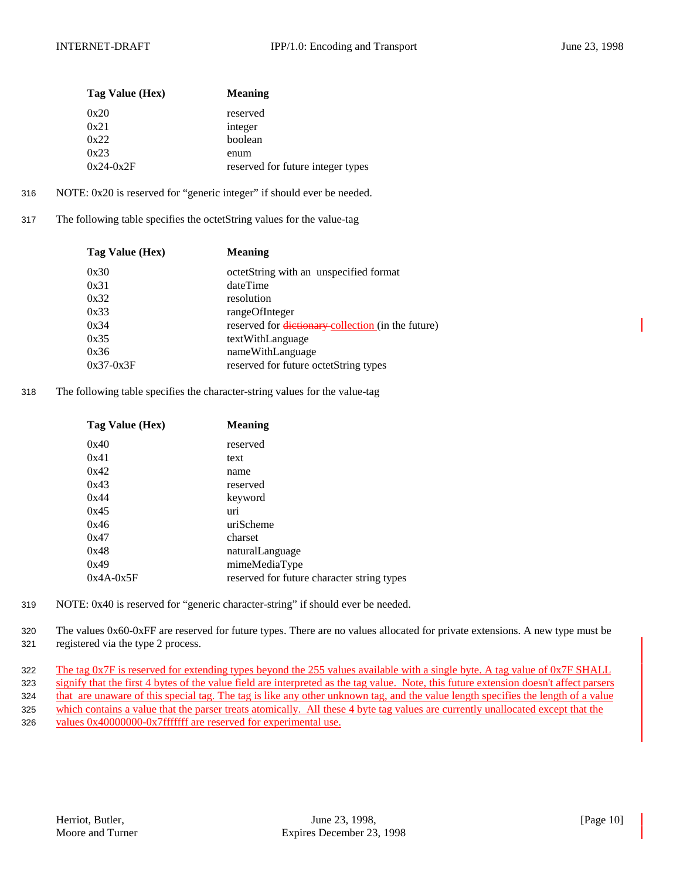| Tag Value (Hex) | Meaning |
|---|---|
| 0x20 | reserved |
| 0x21 | integer |
| 0x22 | boolean |
| 0x23 | enum |
| 0x24-0x2F | reserved for future integer types |

NOTE: 0x20 is reserved for "generic integer" if should ever be needed.

The following table specifies the octetString values for the value-tag

| Tag Value (Hex) | Meaning |
|---|---|
| 0x30 | octetString with an unspecified format |
| 0x31 | dateTime |
| 0x32 | resolution |
| 0x33 | rangeOfInteger |
| 0x34 | reserved for ~~dictionary~~ collection (in the future) |
| 0x35 | textWithLanguage |
| 0x36 | nameWithLanguage |
| 0x37-0x3F | reserved for future octetString types |

The following table specifies the character-string values for the value-tag

| Tag Value (Hex) | Meaning |
|---|---|
| 0x40 | reserved |
| 0x41 | text |
| 0x42 | name |
| 0x43 | reserved |
| 0x44 | keyword |
| 0x45 | uri |
| 0x46 | uriScheme |
| 0x47 | charset |
| 0x48 | naturalLanguage |
| 0x49 | mimeMediaType |
| 0x4A-0x5F | reserved for future character string types |

NOTE: 0x40 is reserved for "generic character-string" if should ever be needed.

The values 0x60-0xFF are reserved for future types. There are no values allocated for private extensions. A new type must be registered via the type 2 process.

The tag 0x7F is reserved for extending types beyond the 255 values available with a single byte. A tag value of 0x7F SHALL signify that the first 4 bytes of the value field are interpreted as the tag value. Note, this future extension doesn't affect parsers that are unaware of this special tag. The tag is like any other unknown tag, and the value length specifies the length of a value which contains a value that the parser treats atomically. All these 4 byte tag values are currently unallocated except that the values 0x40000000-0x7fffffff are reserved for experimental use.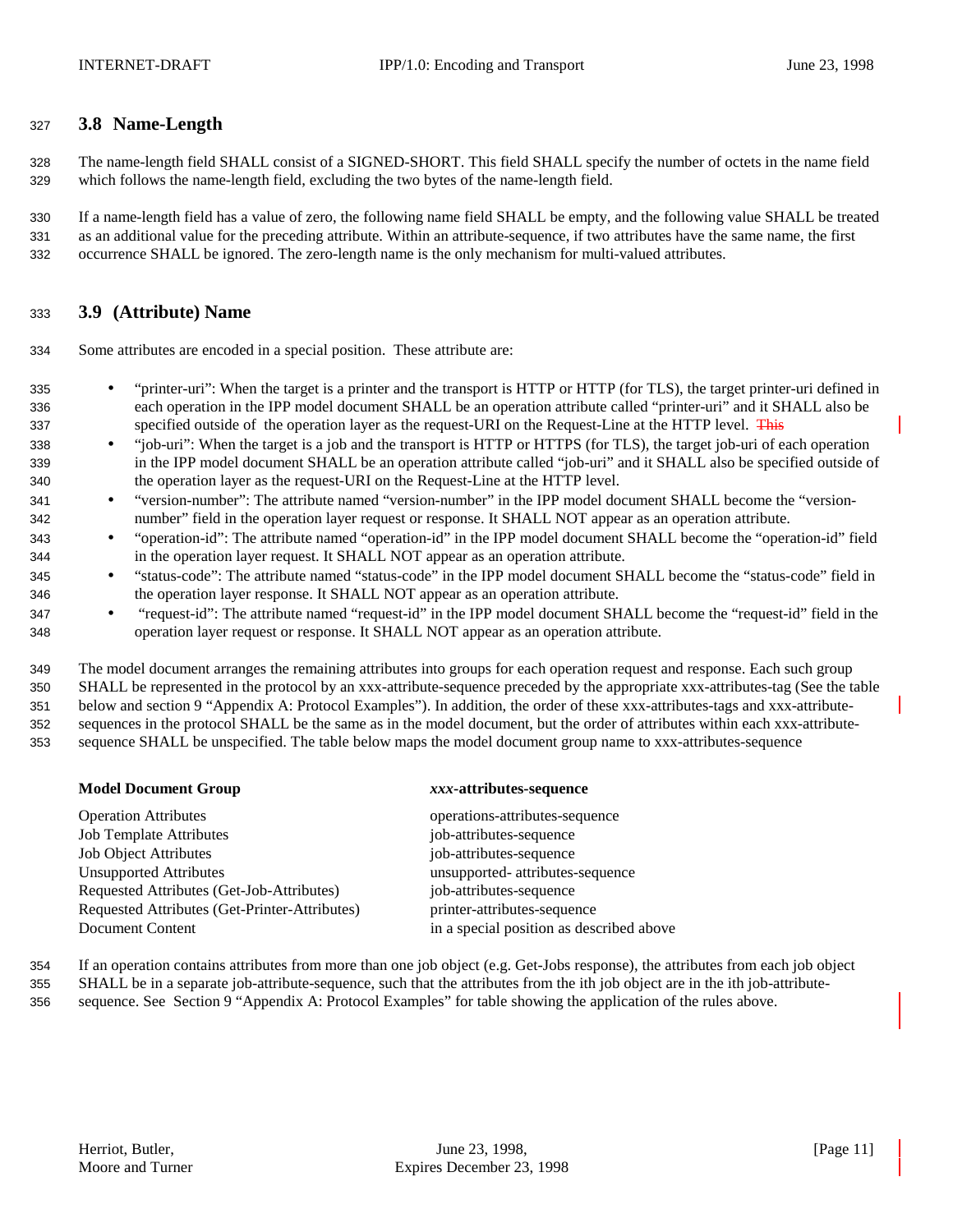### 3.8 Name-Length

The name-length field SHALL consist of a SIGNED-SHORT. This field SHALL specify the number of octets in the name field which follows the name-length field, excluding the two bytes of the name-length field.

If a name-length field has a value of zero, the following name field SHALL be empty, and the following value SHALL be treated as an additional value for the preceding attribute. Within an attribute-sequence, if two attributes have the same name, the first occurrence SHALL be ignored. The zero-length name is the only mechanism for multi-valued attributes.

### 3.9 (Attribute) Name

Some attributes are encoded in a special position. These attribute are:

- "printer-uri": When the target is a printer and the transport is HTTP or HTTP (for TLS), the target printer-uri defined in each operation in the IPP model document SHALL be an operation attribute called "printer-uri" and it SHALL also be specified outside of the operation layer as the request-URI on the Request-Line at the HTTP level. ~~This~~
- "job-uri": When the target is a job and the transport is HTTP or HTTPS (for TLS), the target job-uri of each operation in the IPP model document SHALL be an operation attribute called "job-uri" and it SHALL also be specified outside of the operation layer as the request-URI on the Request-Line at the HTTP level.
- "version-number": The attribute named "version-number" in the IPP model document SHALL become the "version-number" field in the operation layer request or response. It SHALL NOT appear as an operation attribute.
- "operation-id": The attribute named "operation-id" in the IPP model document SHALL become the "operation-id" field in the operation layer request. It SHALL NOT appear as an operation attribute.
- "status-code": The attribute named "status-code" in the IPP model document SHALL become the "status-code" field in the operation layer response. It SHALL NOT appear as an operation attribute.
- "request-id": The attribute named "request-id" in the IPP model document SHALL become the "request-id" field in the operation layer request or response. It SHALL NOT appear as an operation attribute.

The model document arranges the remaining attributes into groups for each operation request and response. Each such group SHALL be represented in the protocol by an xxx-attribute-sequence preceded by the appropriate xxx-attributes-tag (See the table below and section 9 "Appendix A: Protocol Examples"). In addition, the order of these xxx-attributes-tags and xxx-attribute-sequences in the protocol SHALL be the same as in the model document, but the order of attributes within each xxx-attribute-sequence SHALL be unspecified. The table below maps the model document group name to xxx-attributes-sequence

| **Model Document Group** | ***xxx*-attributes-sequence** |
|---|---|
| Operation Attributes | operations-attributes-sequence |
| Job Template Attributes | job-attributes-sequence |
| Job Object Attributes | job-attributes-sequence |
| Unsupported Attributes | unsupported- attributes-sequence |
| Requested Attributes (Get-Job-Attributes) | job-attributes-sequence |
| Requested Attributes (Get-Printer-Attributes) | printer-attributes-sequence |
| Document Content | in a special position as described above |

If an operation contains attributes from more than one job object (e.g. Get-Jobs response), the attributes from each job object SHALL be in a separate job-attribute-sequence, such that the attributes from the ith job object are in the ith job-attribute-sequence. See Section 9 "Appendix A: Protocol Examples" for table showing the application of the rules above.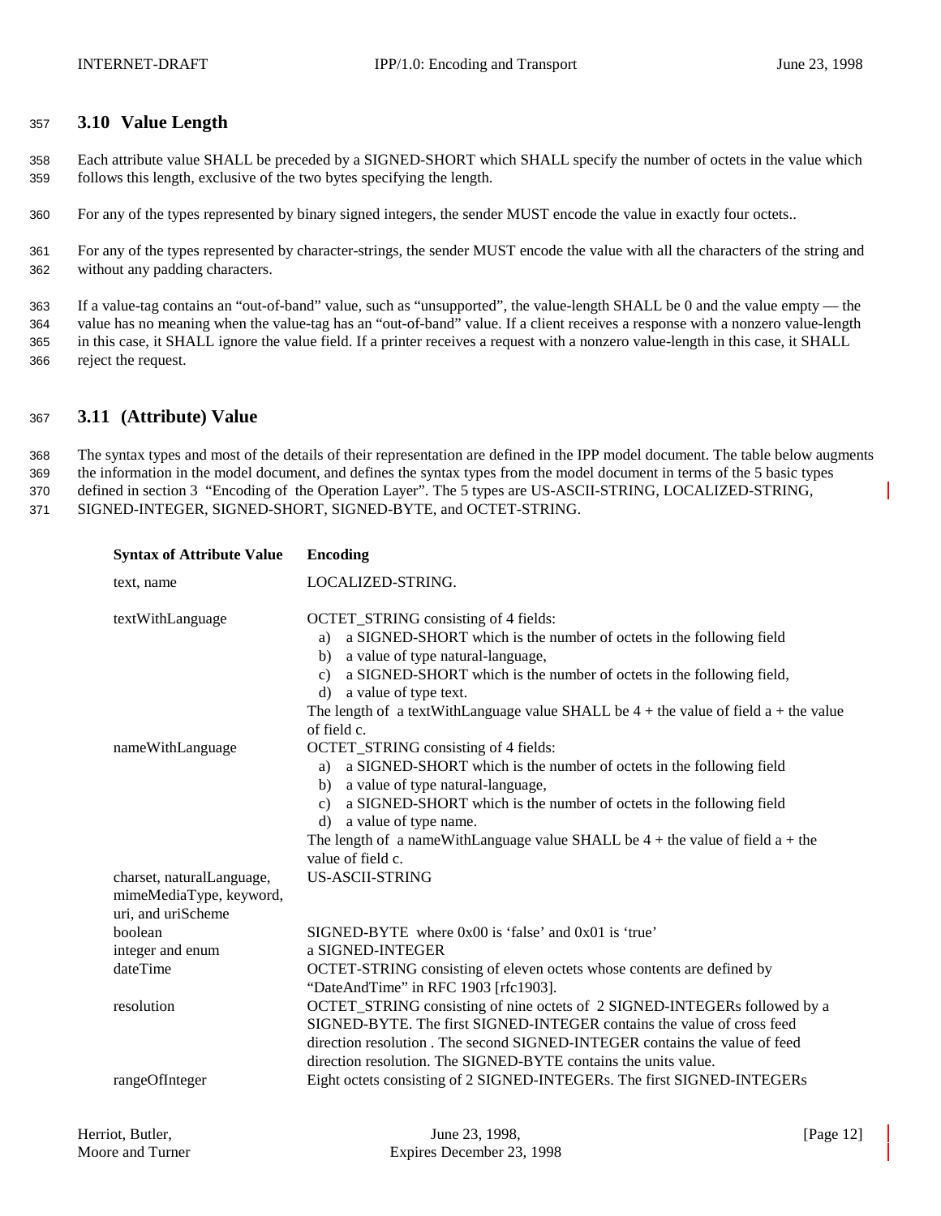## 3.10 Value Length

Each attribute value SHALL be preceded by a SIGNED-SHORT which SHALL specify the number of octets in the value which follows this length, exclusive of the two bytes specifying the length.

For any of the types represented by binary signed integers, the sender MUST encode the value in exactly four octets..

For any of the types represented by character-strings, the sender MUST encode the value with all the characters of the string and without any padding characters.

If a value-tag contains an "out-of-band" value, such as "unsupported", the value-length SHALL be 0 and the value empty — the value has no meaning when the value-tag has an "out-of-band" value. If a client receives a response with a nonzero value-length in this case, it SHALL ignore the value field. If a printer receives a request with a nonzero value-length in this case, it SHALL reject the request.

## 3.11 (Attribute) Value

The syntax types and most of the details of their representation are defined in the IPP model document. The table below augments the information in the model document, and defines the syntax types from the model document in terms of the 5 basic types defined in section 3 "Encoding of the Operation Layer". The 5 types are US-ASCII-STRING, LOCALIZED-STRING, SIGNED-INTEGER, SIGNED-SHORT, SIGNED-BYTE, and OCTET-STRING.

| Syntax of Attribute Value | Encoding |
|---|---|
| text, name | LOCALIZED-STRING. |
| textWithLanguage | OCTET_STRING consisting of 4 fields:<br>a) a SIGNED-SHORT which is the number of octets in the following field<br>b) a value of type natural-language,<br>c) a SIGNED-SHORT which is the number of octets in the following field,<br>d) a value of type text.<br>The length of a textWithLanguage value SHALL be 4 + the value of field a + the value of field c. |
| nameWithLanguage | OCTET_STRING consisting of 4 fields:<br>a) a SIGNED-SHORT which is the number of octets in the following field<br>b) a value of type natural-language,<br>c) a SIGNED-SHORT which is the number of octets in the following field<br>d) a value of type name.<br>The length of a nameWithLanguage value SHALL be 4 + the value of field a + the value of field c. |
| charset, naturalLanguage, mimeMediaType, keyword, uri, and uriScheme | US-ASCII-STRING |
| boolean | SIGNED-BYTE where 0x00 is 'false' and 0x01 is 'true' |
| integer and enum | a SIGNED-INTEGER |
| dateTime | OCTET-STRING consisting of eleven octets whose contents are defined by "DateAndTime" in RFC 1903 [rfc1903]. |
| resolution | OCTET_STRING consisting of nine octets of 2 SIGNED-INTEGERs followed by a SIGNED-BYTE. The first SIGNED-INTEGER contains the value of cross feed direction resolution . The second SIGNED-INTEGER contains the value of feed direction resolution. The SIGNED-BYTE contains the units value. |
| rangeOfInteger | Eight octets consisting of 2 SIGNED-INTEGERs. The first SIGNED-INTEGERs |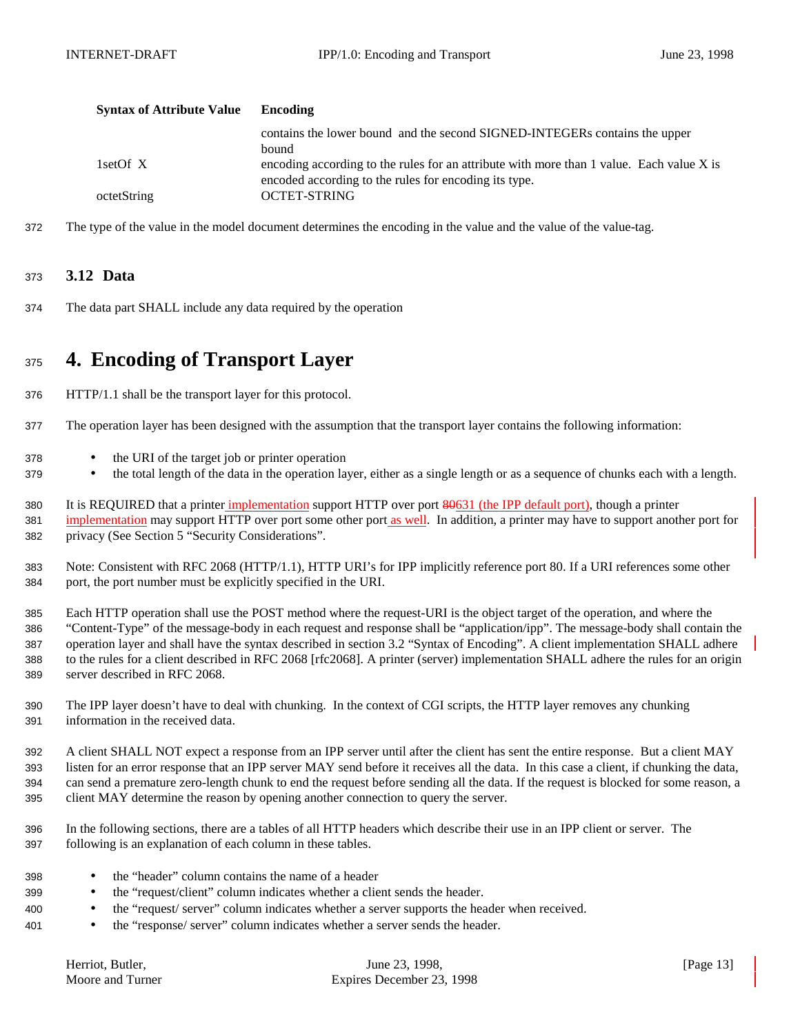| Syntax of Attribute Value | Encoding |
|---|---|
| | contains the lower bound and the second SIGNED-INTEGERs contains the upper bound |
| 1setOf X | encoding according to the rules for an attribute with more than 1 value. Each value X is encoded according to the rules for encoding its type. |
| octetString | OCTET-STRING |

The type of the value in the model document determines the encoding in the value and the value of the value-tag.

### 3.12 Data

The data part SHALL include any data required by the operation

# 4. Encoding of Transport Layer

HTTP/1.1 shall be the transport layer for this protocol.

The operation layer has been designed with the assumption that the transport layer contains the following information:

- the URI of the target job or printer operation
- the total length of the data in the operation layer, either as a single length or as a sequence of chunks each with a length.

It is REQUIRED that a printer implementation support HTTP over port ~~80~~631 (the IPP default port), though a printer implementation may support HTTP over port some other port as well. In addition, a printer may have to support another port for privacy (See Section 5 “Security Considerations”.

Note: Consistent with RFC 2068 (HTTP/1.1), HTTP URI’s for IPP implicitly reference port 80. If a URI references some other port, the port number must be explicitly specified in the URI.

Each HTTP operation shall use the POST method where the request-URI is the object target of the operation, and where the “Content-Type” of the message-body in each request and response shall be “application/ipp”. The message-body shall contain the operation layer and shall have the syntax described in section 3.2 “Syntax of Encoding”. A client implementation SHALL adhere to the rules for a client described in RFC 2068 [rfc2068]. A printer (server) implementation SHALL adhere the rules for an origin server described in RFC 2068.

The IPP layer doesn’t have to deal with chunking. In the context of CGI scripts, the HTTP layer removes any chunking information in the received data.

A client SHALL NOT expect a response from an IPP server until after the client has sent the entire response. But a client MAY listen for an error response that an IPP server MAY send before it receives all the data. In this case a client, if chunking the data, can send a premature zero-length chunk to end the request before sending all the data. If the request is blocked for some reason, a client MAY determine the reason by opening another connection to query the server.

In the following sections, there are a tables of all HTTP headers which describe their use in an IPP client or server. The following is an explanation of each column in these tables.

- the “header” column contains the name of a header
- the “request/client” column indicates whether a client sends the header.
- the “request/ server” column indicates whether a server supports the header when received.
- the “response/ server” column indicates whether a server sends the header.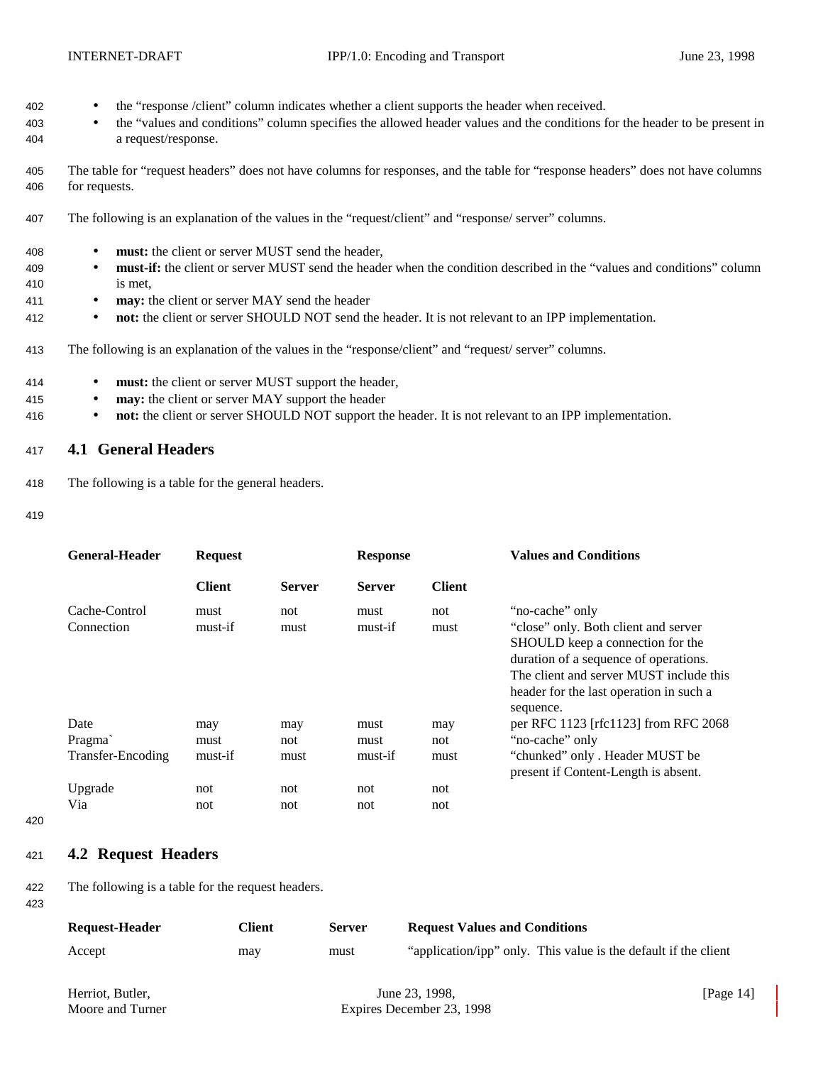- the "response /client" column indicates whether a client supports the header when received.
- the "values and conditions" column specifies the allowed header values and the conditions for the header to be present in a request/response.

The table for "request headers" does not have columns for responses, and the table for "response headers" does not have columns for requests.

The following is an explanation of the values in the "request/client" and "response/ server" columns.

- **must:** the client or server MUST send the header,
- **must-if:** the client or server MUST send the header when the condition described in the "values and conditions" column is met,
- **may:** the client or server MAY send the header
- **not:** the client or server SHOULD NOT send the header. It is not relevant to an IPP implementation.

The following is an explanation of the values in the "response/client" and "request/ server" columns.

- **must:** the client or server MUST support the header,
- **may:** the client or server MAY support the header
- **not:** the client or server SHOULD NOT support the header. It is not relevant to an IPP implementation.

## 4.1 General Headers

The following is a table for the general headers.

| General-Header | Request | | Response | | Values and Conditions |
|---|---|---|---|---|---|
| | Client | Server | Server | Client | |
| Cache-Control | must | not | must | not | "no-cache" only |
| Connection | must-if | must | must-if | must | "close" only. Both client and server SHOULD keep a connection for the duration of a sequence of operations. The client and server MUST include this header for the last operation in such a sequence. |
| Date | may | may | must | may | per RFC 1123 [rfc1123] from RFC 2068 |
| Pragma` | must | not | must | not | "no-cache" only |
| Transfer-Encoding | must-if | must | must-if | must | "chunked" only . Header MUST be present if Content-Length is absent. |
| Upgrade | not | not | not | not | |
| Via | not | not | not | not | |

## 4.2 Request Headers

The following is a table for the request headers.

| Request-Header | Client | Server | Request Values and Conditions |
|---|---|---|---|
| Accept | may | must | "application/ipp" only. This value is the default if the client |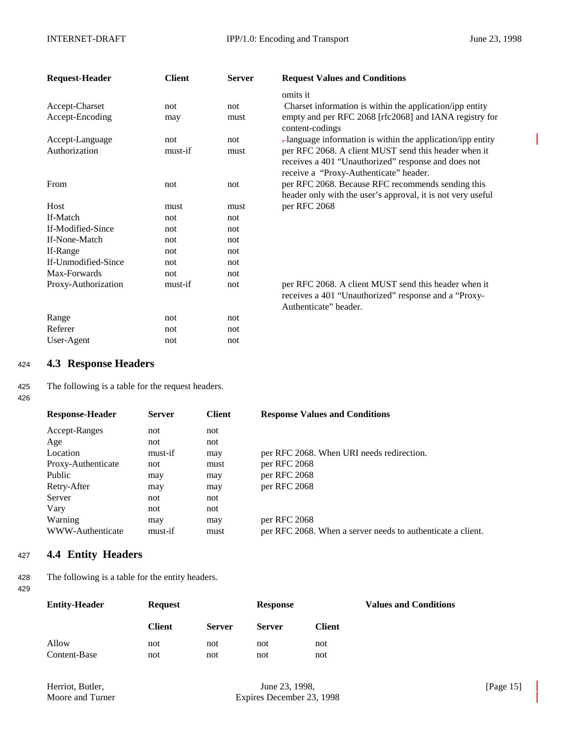| Request-Header | Client | Server | Request Values and Conditions |
|---|---|---|---|
| | | | omits it |
| Accept-Charset | not | not | Charset information is within the application/ipp entity |
| Accept-Encoding | may | must | empty and per RFC 2068 [rfc2068] and IANA registry for content-codings |
| Accept-Language | not | not | language information is within the application/ipp entity |
| Authorization | must-if | must | per RFC 2068. A client MUST send this header when it receives a 401 "Unauthorized" response and does not receive a "Proxy-Authenticate" header. |
| From | not | not | per RFC 2068. Because RFC recommends sending this header only with the user's approval, it is not very useful |
| Host | must | must | per RFC 2068 |
| If-Match | not | not | |
| If-Modified-Since | not | not | |
| If-None-Match | not | not | |
| If-Range | not | not | |
| If-Unmodified-Since | not | not | |
| Max-Forwards | not | not | |
| Proxy-Authorization | must-if | not | per RFC 2068. A client MUST send this header when it receives a 401 "Unauthorized" response and a "Proxy-Authenticate" header. |
| Range | not | not | |
| Referer | not | not | |
| User-Agent | not | not | |

## 4.3 Response Headers

The following is a table for the request headers.

| Response-Header | Server | Client | Response Values and Conditions |
|---|---|---|---|
| Accept-Ranges | not | not | |
| Age | not | not | |
| Location | must-if | may | per RFC 2068. When URI needs redirection. |
| Proxy-Authenticate | not | must | per RFC 2068 |
| Public | may | may | per RFC 2068 |
| Retry-After | may | may | per RFC 2068 |
| Server | not | not | |
| Vary | not | not | |
| Warning | may | may | per RFC 2068 |
| WWW-Authenticate | must-if | must | per RFC 2068. When a server needs to authenticate a client. |

## 4.4 Entity Headers

The following is a table for the entity headers.

| Entity-Header | Request | | Response | | Values and Conditions |
|---|---|---|---|---|---|
| | Client | Server | Server | Client | |
| Allow | not | not | not | not | |
| Content-Base | not | not | not | not | |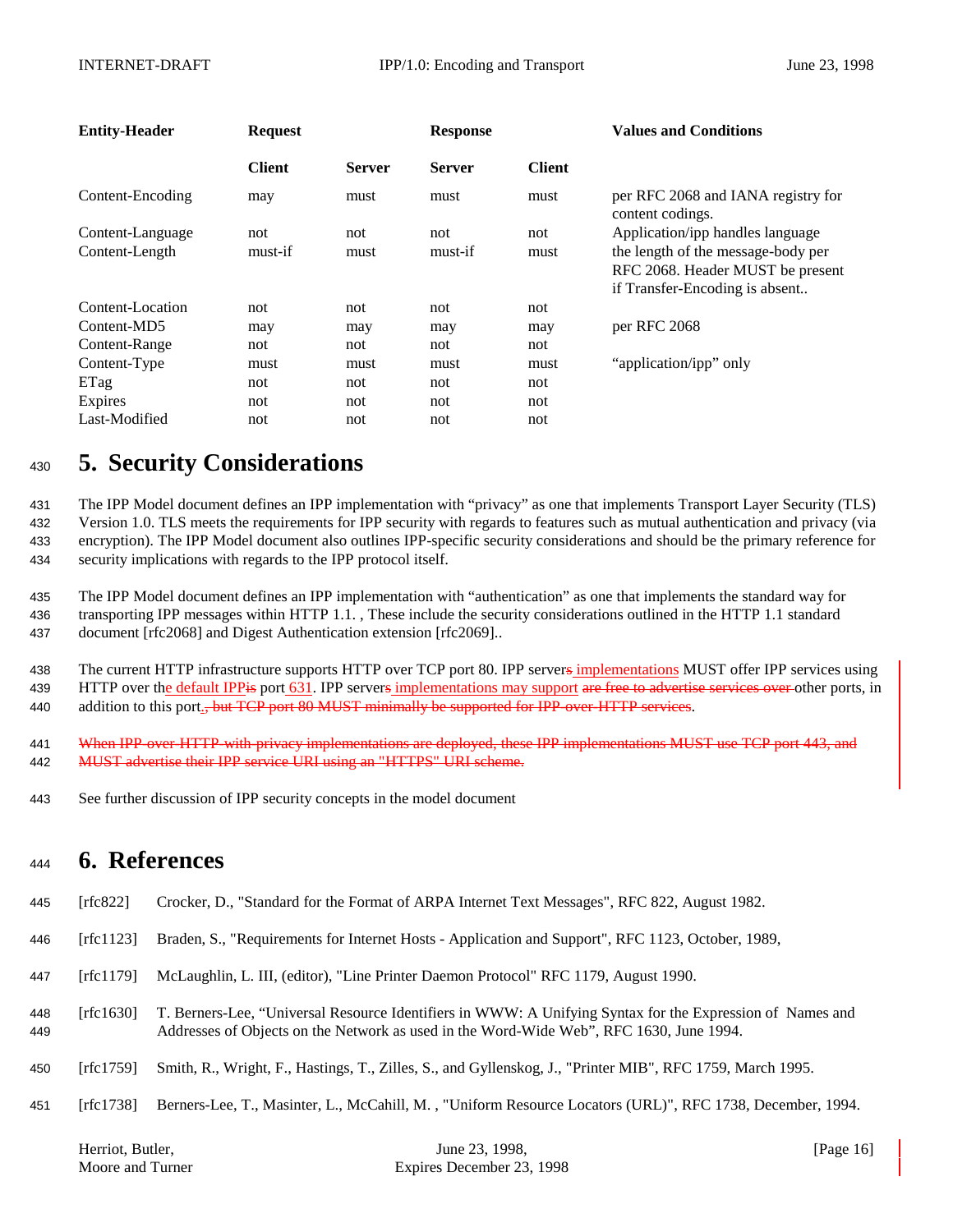| Entity-Header | Request | | Response | | Values and Conditions |
|---|---|---|---|---|---|
| | Client | Server | Server | Client | |
| Content-Encoding | may | must | must | must | per RFC 2068 and IANA registry for content codings. |
| Content-Language | not | not | not | not | Application/ipp handles language |
| Content-Length | must-if | must | must-if | must | the length of the message-body per RFC 2068. Header MUST be present if Transfer-Encoding is absent.. |
| Content-Location | not | not | not | not | |
| Content-MD5 | may | may | may | may | per RFC 2068 |
| Content-Range | not | not | not | not | |
| Content-Type | must | must | must | must | “application/ipp” only |
| ETag | not | not | not | not | |
| Expires | not | not | not | not | |
| Last-Modified | not | not | not | not | |

# 5. Security Considerations

The IPP Model document defines an IPP implementation with “privacy” as one that implements Transport Layer Security (TLS) Version 1.0. TLS meets the requirements for IPP security with regards to features such as mutual authentication and privacy (via encryption). The IPP Model document also outlines IPP-specific security considerations and should be the primary reference for security implications with regards to the IPP protocol itself.

The IPP Model document defines an IPP implementation with “authentication” as one that implements the standard way for transporting IPP messages within HTTP 1.1. , These include the security considerations outlined in the HTTP 1.1 standard document [rfc2068] and Digest Authentication extension [rfc2069]..

The current HTTP infrastructure supports HTTP over TCP port 80. IPP servers implementations MUST offer IPP services using HTTP over the default IPPis port 631. IPP servers implementations may support are free to advertise services over other ports, in addition to this port., but TCP port 80 MUST minimally be supported for IPP-over-HTTP services.

~~When IPP-over-HTTP-with-privacy implementations are deployed, these IPP implementations MUST use TCP port 443, and MUST advertise their IPP service URI using an "HTTPS" URI scheme.~~

See further discussion of IPP security concepts in the model document

# 6. References

[rfc822] Crocker, D., "Standard for the Format of ARPA Internet Text Messages", RFC 822, August 1982.

[rfc1123] Braden, S., "Requirements for Internet Hosts - Application and Support", RFC 1123, October, 1989,

[rfc1179] McLaughlin, L. III, (editor), "Line Printer Daemon Protocol" RFC 1179, August 1990.

[rfc1630] T. Berners-Lee, “Universal Resource Identifiers in WWW: A Unifying Syntax for the Expression of Names and Addresses of Objects on the Network as used in the Word-Wide Web”, RFC 1630, June 1994.

[rfc1759] Smith, R., Wright, F., Hastings, T., Zilles, S., and Gyllenskog, J., "Printer MIB", RFC 1759, March 1995.

[rfc1738] Berners-Lee, T., Masinter, L., McCahill, M. , "Uniform Resource Locators (URL)", RFC 1738, December, 1994.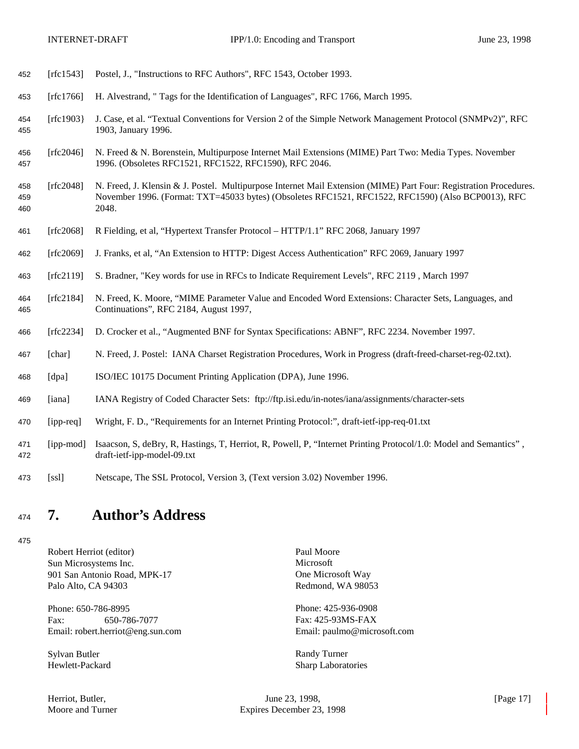[rfc1543] Postel, J., "Instructions to RFC Authors", RFC 1543, October 1993.

[rfc1766] H. Alvestrand, " Tags for the Identification of Languages", RFC 1766, March 1995.

[rfc1903} J. Case, et al. "Textual Conventions for Version 2 of the Simple Network Management Protocol (SNMPv2)", RFC 1903, January 1996.

[rfc2046] N. Freed & N. Borenstein, Multipurpose Internet Mail Extensions (MIME) Part Two: Media Types. November 1996. (Obsoletes RFC1521, RFC1522, RFC1590), RFC 2046.

[rfc2048] N. Freed, J. Klensin & J. Postel. Multipurpose Internet Mail Extension (MIME) Part Four: Registration Procedures. November 1996. (Format: TXT=45033 bytes) (Obsoletes RFC1521, RFC1522, RFC1590) (Also BCP0013), RFC 2048.

[rfc2068] R Fielding, et al, "Hypertext Transfer Protocol – HTTP/1.1" RFC 2068, January 1997

[rfc2069] J. Franks, et al, "An Extension to HTTP: Digest Access Authentication" RFC 2069, January 1997

[rfc2119] S. Bradner, "Key words for use in RFCs to Indicate Requirement Levels", RFC 2119 , March 1997

[rfc2184] N. Freed, K. Moore, "MIME Parameter Value and Encoded Word Extensions: Character Sets, Languages, and Continuations", RFC 2184, August 1997,

[rfc2234] D. Crocker et al., "Augmented BNF for Syntax Specifications: ABNF", RFC 2234. November 1997.

[char] N. Freed, J. Postel: IANA Charset Registration Procedures, Work in Progress (draft-freed-charset-reg-02.txt).

[dpa] ISO/IEC 10175 Document Printing Application (DPA), June 1996.

[iana] IANA Registry of Coded Character Sets: ftp://ftp.isi.edu/in-notes/iana/assignments/character-sets

[ipp-req] Wright, F. D., "Requirements for an Internet Printing Protocol:", draft-ietf-ipp-req-01.txt

[ipp-mod] Isaacson, S, deBry, R, Hastings, T, Herriot, R, Powell, P, "Internet Printing Protocol/1.0: Model and Semantics" , draft-ietf-ipp-model-09.txt

[ssl] Netscape, The SSL Protocol, Version 3, (Text version 3.02) November 1996.

# 7. Author's Address

Robert Herriot (editor)
Sun Microsystems Inc.
901 San Antonio Road, MPK-17
Palo Alto, CA 94303

Phone: 650-786-8995
Fax: 650-786-7077
Email: robert.herriot@eng.sun.com

Paul Moore
Microsoft
One Microsoft Way
Redmond, WA 98053

Phone: 425-936-0908
Fax: 425-93MS-FAX
Email: paulmo@microsoft.com

Sylvan Butler
Hewlett-Packard

Randy Turner
Sharp Laboratories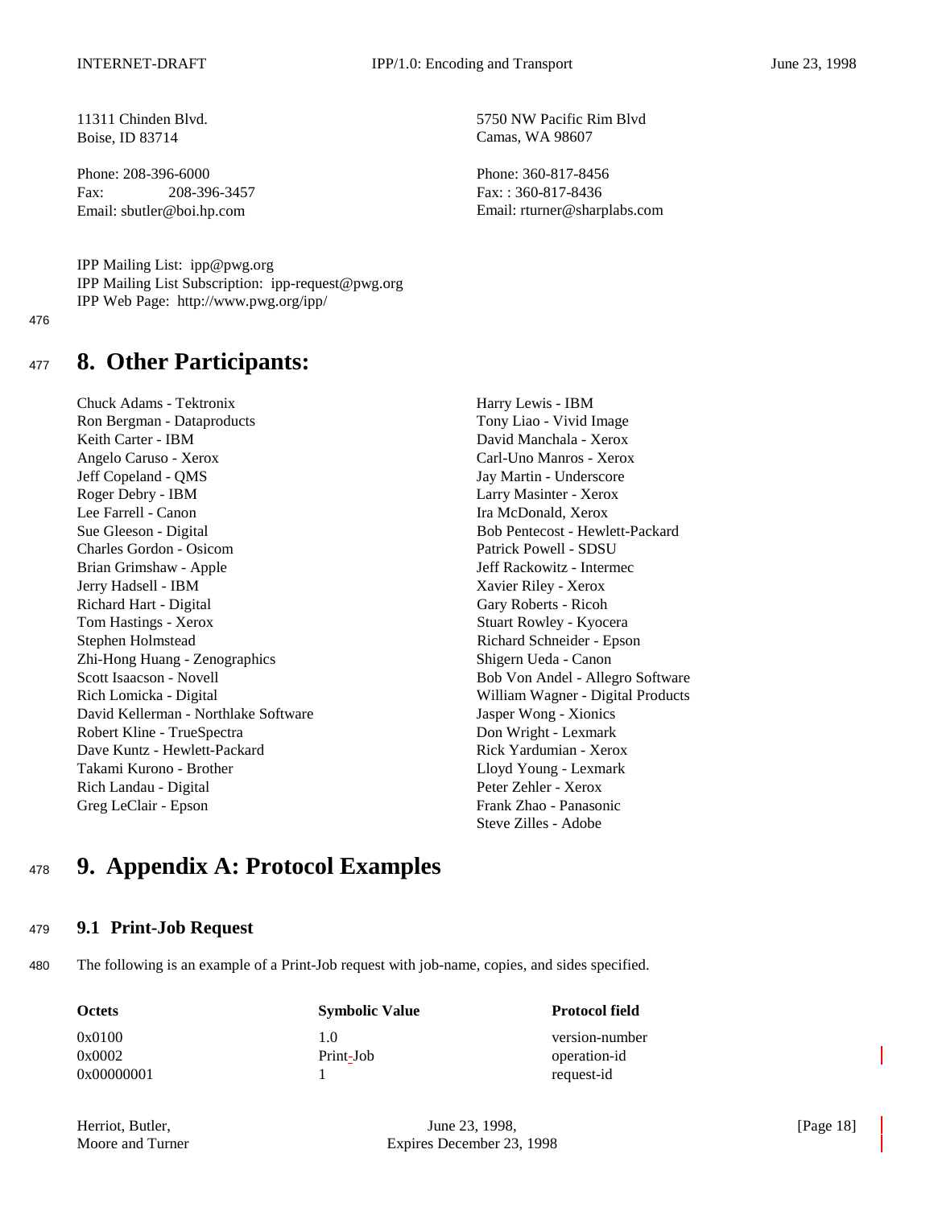11311 Chinden Blvd.
Boise, ID 83714

Phone: 208-396-6000
Fax: 208-396-3457
Email: sbutler@boi.hp.com

5750 NW Pacific Rim Blvd
Camas, WA 98607

Phone: 360-817-8456
Fax: : 360-817-8436
Email: rturner@sharplabs.com

IPP Mailing List: ipp@pwg.org
IPP Mailing List Subscription: ipp-request@pwg.org
IPP Web Page: http://www.pwg.org/ipp/

# 8. Other Participants:

Chuck Adams - Tektronix
Ron Bergman - Dataproducts
Keith Carter - IBM
Angelo Caruso - Xerox
Jeff Copeland - QMS
Roger Debry - IBM
Lee Farrell - Canon
Sue Gleeson - Digital
Charles Gordon - Osicom
Brian Grimshaw - Apple
Jerry Hadsell - IBM
Richard Hart - Digital
Tom Hastings - Xerox
Stephen Holmstead
Zhi-Hong Huang - Zenographics
Scott Isaacson - Novell
Rich Lomicka - Digital
David Kellerman - Northlake Software
Robert Kline - TrueSpectra
Dave Kuntz - Hewlett-Packard
Takami Kurono - Brother
Rich Landau - Digital
Greg LeClair - Epson
Harry Lewis - IBM
Tony Liao - Vivid Image
David Manchala - Xerox
Carl-Uno Manros - Xerox
Jay Martin - Underscore
Larry Masinter - Xerox
Ira McDonald, Xerox
Bob Pentecost - Hewlett-Packard
Patrick Powell - SDSU
Jeff Rackowitz - Intermec
Xavier Riley - Xerox
Gary Roberts - Ricoh
Stuart Rowley - Kyocera
Richard Schneider - Epson
Shigern Ueda - Canon
Bob Von Andel - Allegro Software
William Wagner - Digital Products
Jasper Wong - Xionics
Don Wright - Lexmark
Rick Yardumian - Xerox
Lloyd Young - Lexmark
Peter Zehler - Xerox
Frank Zhao - Panasonic
Steve Zilles - Adobe

# 9. Appendix A: Protocol Examples

## 9.1 Print-Job Request

The following is an example of a Print-Job request with job-name, copies, and sides specified.

| Octets | Symbolic Value | Protocol field |
|---|---|---|
| 0x0100 | 1.0 | version-number |
| 0x0002 | Print-Job | operation-id |
| 0x00000001 | 1 | request-id |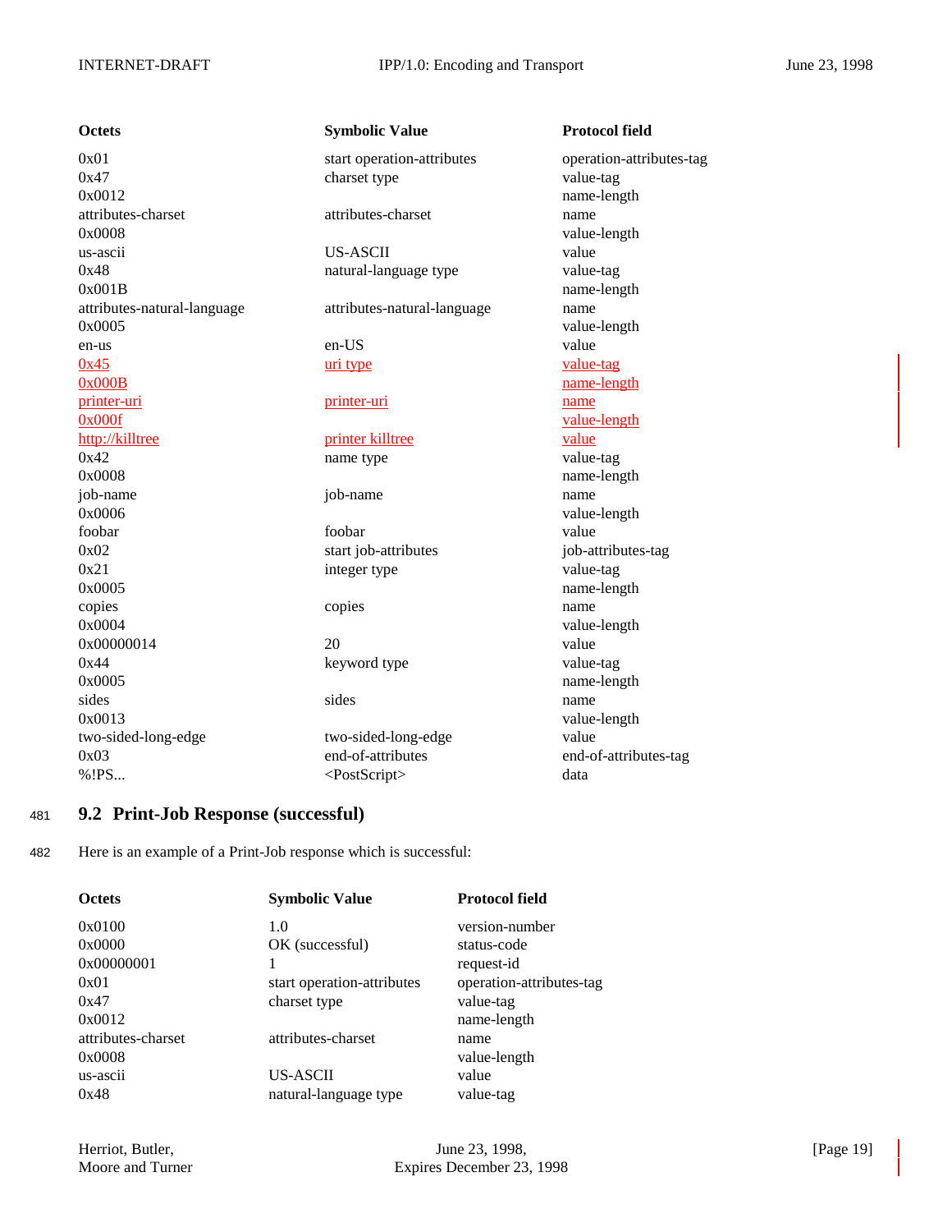| Octets | Symbolic Value | Protocol field |
|---|---|---|
| 0x01 | start operation-attributes | operation-attributes-tag |
| 0x47 | charset type | value-tag |
| 0x0012 | | name-length |
| attributes-charset | attributes-charset | name |
| 0x0008 | | value-length |
| us-ascii | US-ASCII | value |
| 0x48 | natural-language type | value-tag |
| 0x001B | | name-length |
| attributes-natural-language | attributes-natural-language | name |
| 0x0005 | | value-length |
| en-us | en-US | value |
| 0x45 | uri type | value-tag |
| 0x000B | | name-length |
| printer-uri | printer-uri | name |
| 0x000f | | value-length |
| http://killtree | printer killtree | value |
| 0x42 | name type | value-tag |
| 0x0008 | | name-length |
| job-name | job-name | name |
| 0x0006 | | value-length |
| foobar | foobar | value |
| 0x02 | start job-attributes | job-attributes-tag |
| 0x21 | integer type | value-tag |
| 0x0005 | | name-length |
| copies | copies | name |
| 0x0004 | | value-length |
| 0x00000014 | 20 | value |
| 0x44 | keyword type | value-tag |
| 0x0005 | | name-length |
| sides | sides | name |
| 0x0013 | | value-length |
| two-sided-long-edge | two-sided-long-edge | value |
| 0x03 | end-of-attributes | end-of-attributes-tag |
| %!PS... | <PostScript> | data |

## 9.2 Print-Job Response (successful)

Here is an example of a Print-Job response which is successful:

| Octets | Symbolic Value | Protocol field |
|---|---|---|
| 0x0100 | 1.0 | version-number |
| 0x0000 | OK (successful) | status-code |
| 0x00000001 | 1 | request-id |
| 0x01 | start operation-attributes | operation-attributes-tag |
| 0x47 | charset type | value-tag |
| 0x0012 | | name-length |
| attributes-charset | attributes-charset | name |
| 0x0008 | | value-length |
| us-ascii | US-ASCII | value |
| 0x48 | natural-language type | value-tag |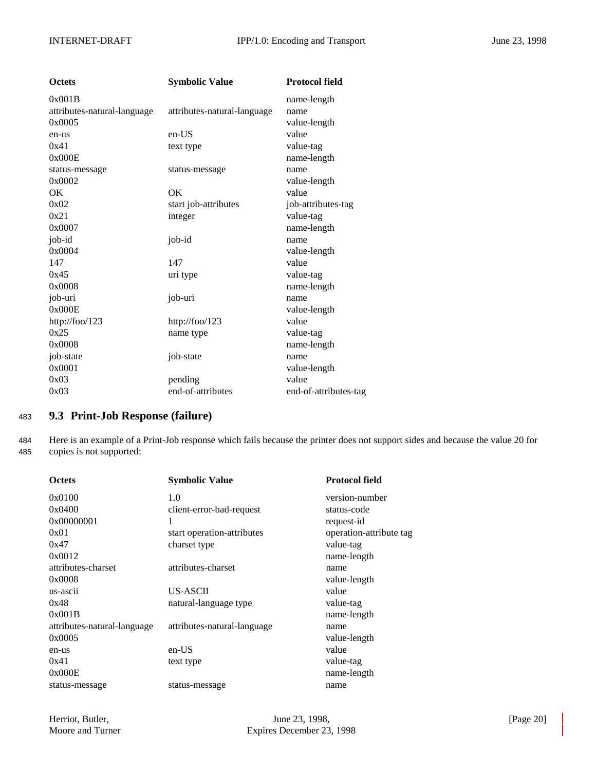| Octets | Symbolic Value | Protocol field |
|---|---|---|
| 0x001B | | name-length |
| attributes-natural-language | attributes-natural-language | name |
| 0x0005 | | value-length |
| en-us | en-US | value |
| 0x41 | text type | value-tag |
| 0x000E | | name-length |
| status-message | status-message | name |
| 0x0002 | | value-length |
| OK | OK | value |
| 0x02 | start job-attributes | job-attributes-tag |
| 0x21 | integer | value-tag |
| 0x0007 | | name-length |
| job-id | job-id | name |
| 0x0004 | | value-length |
| 147 | 147 | value |
| 0x45 | uri type | value-tag |
| 0x0008 | | name-length |
| job-uri | job-uri | name |
| 0x000E | | value-length |
| http://foo/123 | http://foo/123 | value |
| 0x25 | name type | value-tag |
| 0x0008 | | name-length |
| job-state | job-state | name |
| 0x0001 | | value-length |
| 0x03 | pending | value |
| 0x03 | end-of-attributes | end-of-attributes-tag |

## 9.3 Print-Job Response (failure)

Here is an example of a Print-Job response which fails because the printer does not support sides and because the value 20 for copies is not supported:

| Octets | Symbolic Value | Protocol field |
|---|---|---|
| 0x0100 | 1.0 | version-number |
| 0x0400 | client-error-bad-request | status-code |
| 0x00000001 | 1 | request-id |
| 0x01 | start operation-attributes | operation-attribute tag |
| 0x47 | charset type | value-tag |
| 0x0012 | | name-length |
| attributes-charset | attributes-charset | name |
| 0x0008 | | value-length |
| us-ascii | US-ASCII | value |
| 0x48 | natural-language type | value-tag |
| 0x001B | | name-length |
| attributes-natural-language | attributes-natural-language | name |
| 0x0005 | | value-length |
| en-us | en-US | value |
| 0x41 | text type | value-tag |
| 0x000E | | name-length |
| status-message | status-message | name |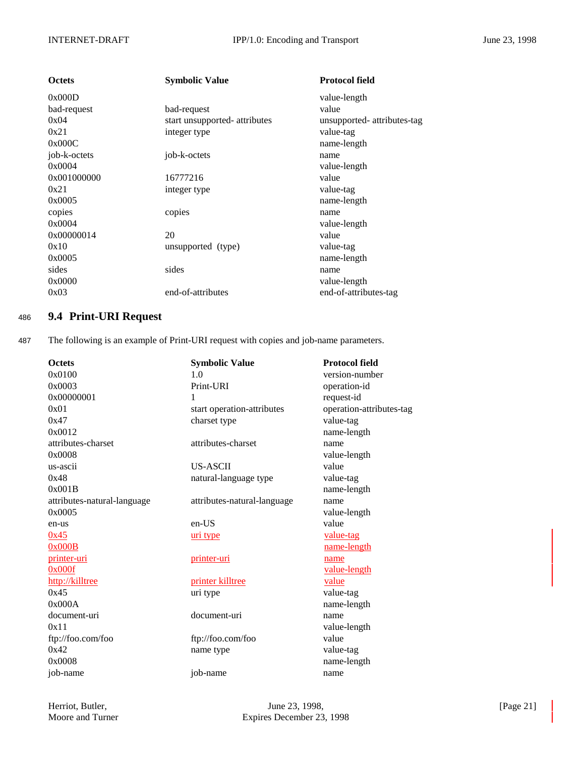| Octets | Symbolic Value | Protocol field |
|---|---|---|
| 0x000D | | value-length |
| bad-request | bad-request | value |
| 0x04 | start unsupported- attributes | unsupported- attributes-tag |
| 0x21 | integer type | value-tag |
| 0x000C | | name-length |
| job-k-octets | job-k-octets | name |
| 0x0004 | | value-length |
| 0x001000000 | 16777216 | value |
| 0x21 | integer type | value-tag |
| 0x0005 | | name-length |
| copies | copies | name |
| 0x0004 | | value-length |
| 0x00000014 | 20 | value |
| 0x10 | unsupported (type) | value-tag |
| 0x0005 | | name-length |
| sides | sides | name |
| 0x0000 | | value-length |
| 0x03 | end-of-attributes | end-of-attributes-tag |

## 9.4 Print-URI Request

The following is an example of Print-URI request with copies and job-name parameters.

| Octets | Symbolic Value | Protocol field |
|---|---|---|
| 0x0100 | 1.0 | version-number |
| 0x0003 | Print-URI | operation-id |
| 0x00000001 | 1 | request-id |
| 0x01 | start operation-attributes | operation-attributes-tag |
| 0x47 | charset type | value-tag |
| 0x0012 | | name-length |
| attributes-charset | attributes-charset | name |
| 0x0008 | | value-length |
| us-ascii | US-ASCII | value |
| 0x48 | natural-language type | value-tag |
| 0x001B | | name-length |
| attributes-natural-language | attributes-natural-language | name |
| 0x0005 | | value-length |
| en-us | en-US | value |
| 0x45 | uri type | value-tag |
| 0x000B | | name-length |
| printer-uri | printer-uri | name |
| 0x000f | | value-length |
| http://killtree | printer killtree | value |
| 0x45 | uri type | value-tag |
| 0x000A | | name-length |
| document-uri | document-uri | name |
| 0x11 | | value-length |
| ftp://foo.com/foo | ftp://foo.com/foo | value |
| 0x42 | name type | value-tag |
| 0x0008 | | name-length |
| job-name | job-name | name |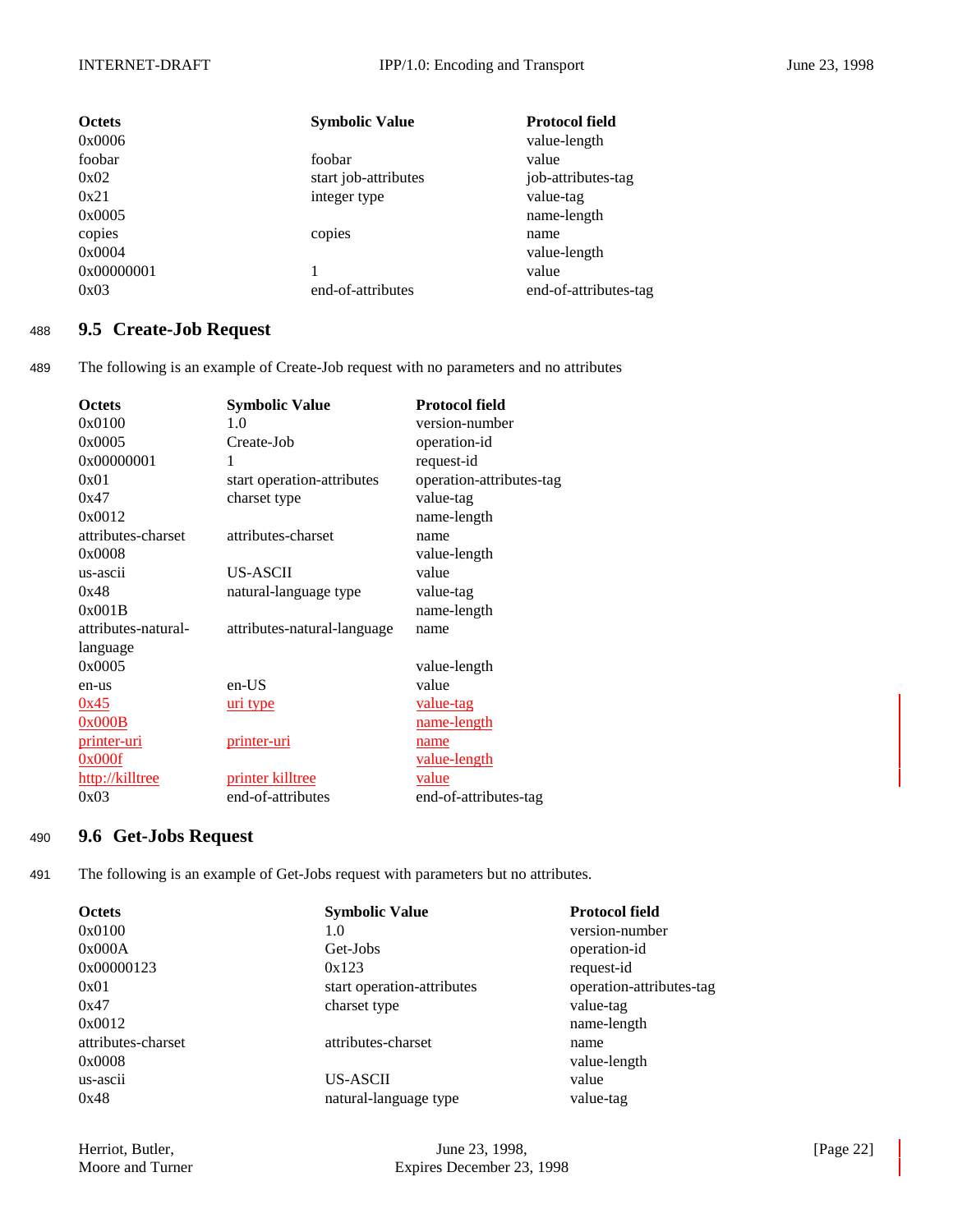| Octets | Symbolic Value | Protocol field |
|---|---|---|
| 0x0006 | | value-length |
| foobar | foobar | value |
| 0x02 | start job-attributes | job-attributes-tag |
| 0x21 | integer type | value-tag |
| 0x0005 | | name-length |
| copies | copies | name |
| 0x0004 | | value-length |
| 0x00000001 | 1 | value |
| 0x03 | end-of-attributes | end-of-attributes-tag |

## 9.5 Create-Job Request

The following is an example of Create-Job request with no parameters and no attributes

| Octets | Symbolic Value | Protocol field |
|---|---|---|
| 0x0100 | 1.0 | version-number |
| 0x0005 | Create-Job | operation-id |
| 0x00000001 | 1 | request-id |
| 0x01 | start operation-attributes | operation-attributes-tag |
| 0x47 | charset type | value-tag |
| 0x0012 | | name-length |
| attributes-charset | attributes-charset | name |
| 0x0008 | | value-length |
| us-ascii | US-ASCII | value |
| 0x48 | natural-language type | value-tag |
| 0x001B | | name-length |
| attributes-natural-language | attributes-natural-language | name |
| 0x0005 | | value-length |
| en-us | en-US | value |
| 0x45 | uri type | value-tag |
| 0x000B | | name-length |
| printer-uri | printer-uri | name |
| 0x000f | | value-length |
| http://killtree | printer killtree | value |
| 0x03 | end-of-attributes | end-of-attributes-tag |

## 9.6 Get-Jobs Request

The following is an example of Get-Jobs request with parameters but no attributes.

| Octets | Symbolic Value | Protocol field |
|---|---|---|
| 0x0100 | 1.0 | version-number |
| 0x000A | Get-Jobs | operation-id |
| 0x00000123 | 0x123 | request-id |
| 0x01 | start operation-attributes | operation-attributes-tag |
| 0x47 | charset type | value-tag |
| 0x0012 | | name-length |
| attributes-charset | attributes-charset | name |
| 0x0008 | | value-length |
| us-ascii | US-ASCII | value |
| 0x48 | natural-language type | value-tag |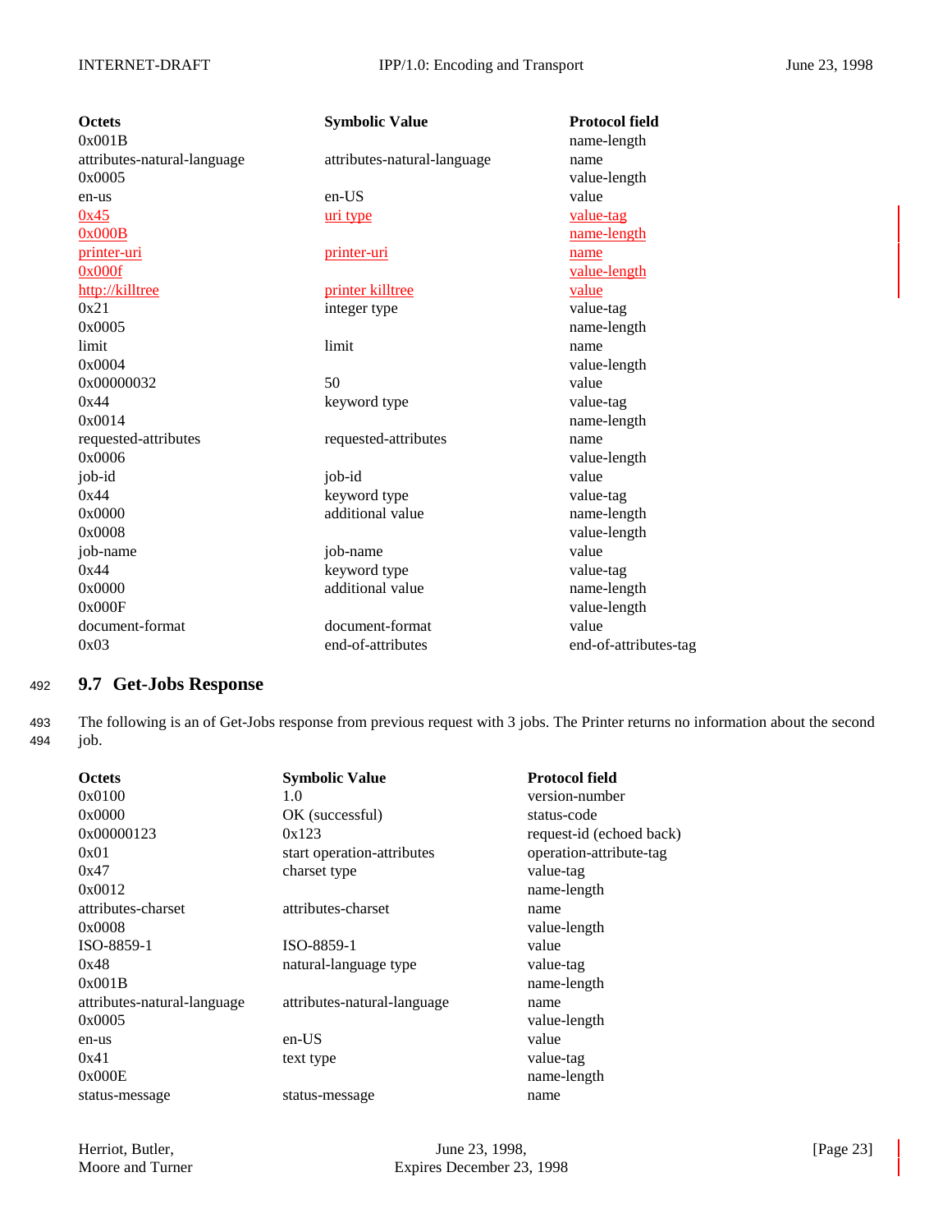| Octets | Symbolic Value | Protocol field |
|---|---|---|
| 0x001B | | name-length |
| attributes-natural-language | attributes-natural-language | name |
| 0x0005 | | value-length |
| en-us | en-US | value |
| 0x45 | uri type | value-tag |
| 0x000B | | name-length |
| printer-uri | printer-uri | name |
| 0x000f | | value-length |
| http://killtree | printer killtree | value |
| 0x21 | integer type | value-tag |
| 0x0005 | | name-length |
| limit | limit | name |
| 0x0004 | | value-length |
| 0x00000032 | 50 | value |
| 0x44 | keyword type | value-tag |
| 0x0014 | | name-length |
| requested-attributes | requested-attributes | name |
| 0x0006 | | value-length |
| job-id | job-id | value |
| 0x44 | keyword type | value-tag |
| 0x0000 | additional value | name-length |
| 0x0008 | | value-length |
| job-name | job-name | value |
| 0x44 | keyword type | value-tag |
| 0x0000 | additional value | name-length |
| 0x000F | | value-length |
| document-format | document-format | value |
| 0x03 | end-of-attributes | end-of-attributes-tag |

## 9.7 Get-Jobs Response

The following is an of Get-Jobs response from previous request with 3 jobs. The Printer returns no information about the second job.

| Octets | Symbolic Value | Protocol field |
|---|---|---|
| 0x0100 | 1.0 | version-number |
| 0x0000 | OK (successful) | status-code |
| 0x00000123 | 0x123 | request-id (echoed back) |
| 0x01 | start operation-attributes | operation-attribute-tag |
| 0x47 | charset type | value-tag |
| 0x0012 | | name-length |
| attributes-charset | attributes-charset | name |
| 0x0008 | | value-length |
| ISO-8859-1 | ISO-8859-1 | value |
| 0x48 | natural-language type | value-tag |
| 0x001B | | name-length |
| attributes-natural-language | attributes-natural-language | name |
| 0x0005 | | value-length |
| en-us | en-US | value |
| 0x41 | text type | value-tag |
| 0x000E | | name-length |
| status-message | status-message | name |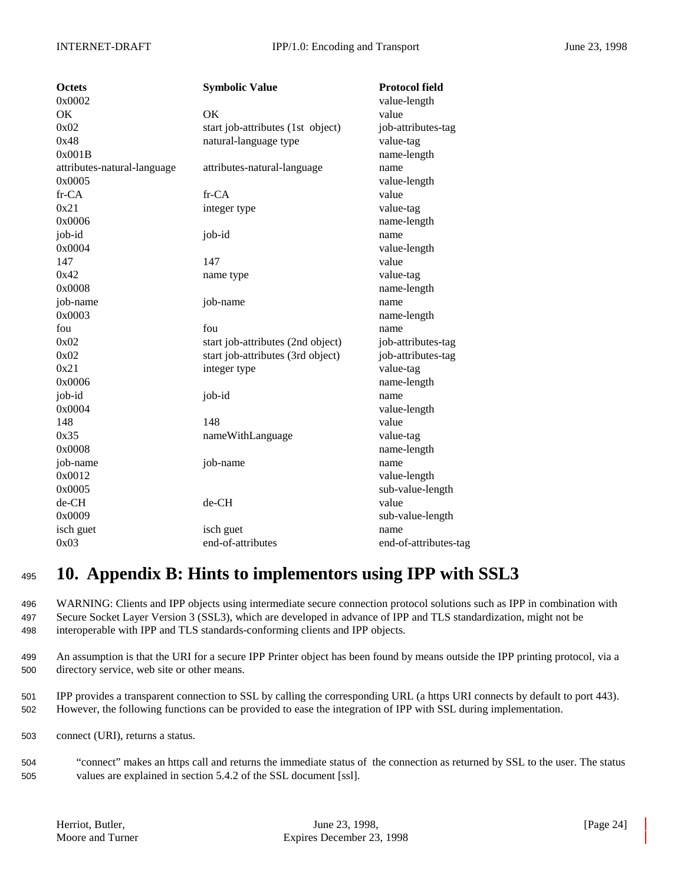| Octets | Symbolic Value | Protocol field |
|---|---|---|
| 0x0002 | | value-length |
| OK | OK | value |
| 0x02 | start job-attributes (1st object) | job-attributes-tag |
| 0x48 | natural-language type | value-tag |
| 0x001B | | name-length |
| attributes-natural-language | attributes-natural-language | name |
| 0x0005 | | value-length |
| fr-CA | fr-CA | value |
| 0x21 | integer type | value-tag |
| 0x0006 | | name-length |
| job-id | job-id | name |
| 0x0004 | | value-length |
| 147 | 147 | value |
| 0x42 | name type | value-tag |
| 0x0008 | | name-length |
| job-name | job-name | name |
| 0x0003 | | name-length |
| fou | fou | name |
| 0x02 | start job-attributes (2nd object) | job-attributes-tag |
| 0x02 | start job-attributes (3rd object) | job-attributes-tag |
| 0x21 | integer type | value-tag |
| 0x0006 | | name-length |
| job-id | job-id | name |
| 0x0004 | | value-length |
| 148 | 148 | value |
| 0x35 | nameWithLanguage | value-tag |
| 0x0008 | | name-length |
| job-name | job-name | name |
| 0x0012 | | value-length |
| 0x0005 | | sub-value-length |
| de-CH | de-CH | value |
| 0x0009 | | sub-value-length |
| isch guet | isch guet | name |
| 0x03 | end-of-attributes | end-of-attributes-tag |

# 10. Appendix B: Hints to implementors using IPP with SSL3

WARNING: Clients and IPP objects using intermediate secure connection protocol solutions such as IPP in combination with Secure Socket Layer Version 3 (SSL3), which are developed in advance of IPP and TLS standardization, might not be interoperable with IPP and TLS standards-conforming clients and IPP objects.

An assumption is that the URI for a secure IPP Printer object has been found by means outside the IPP printing protocol, via a directory service, web site or other means.

IPP provides a transparent connection to SSL by calling the corresponding URL (a https URI connects by default to port 443). However, the following functions can be provided to ease the integration of IPP with SSL during implementation.

connect (URI), returns a status.

> "connect" makes an https call and returns the immediate status of the connection as returned by SSL to the user. The status values are explained in section 5.4.2 of the SSL document [ssl].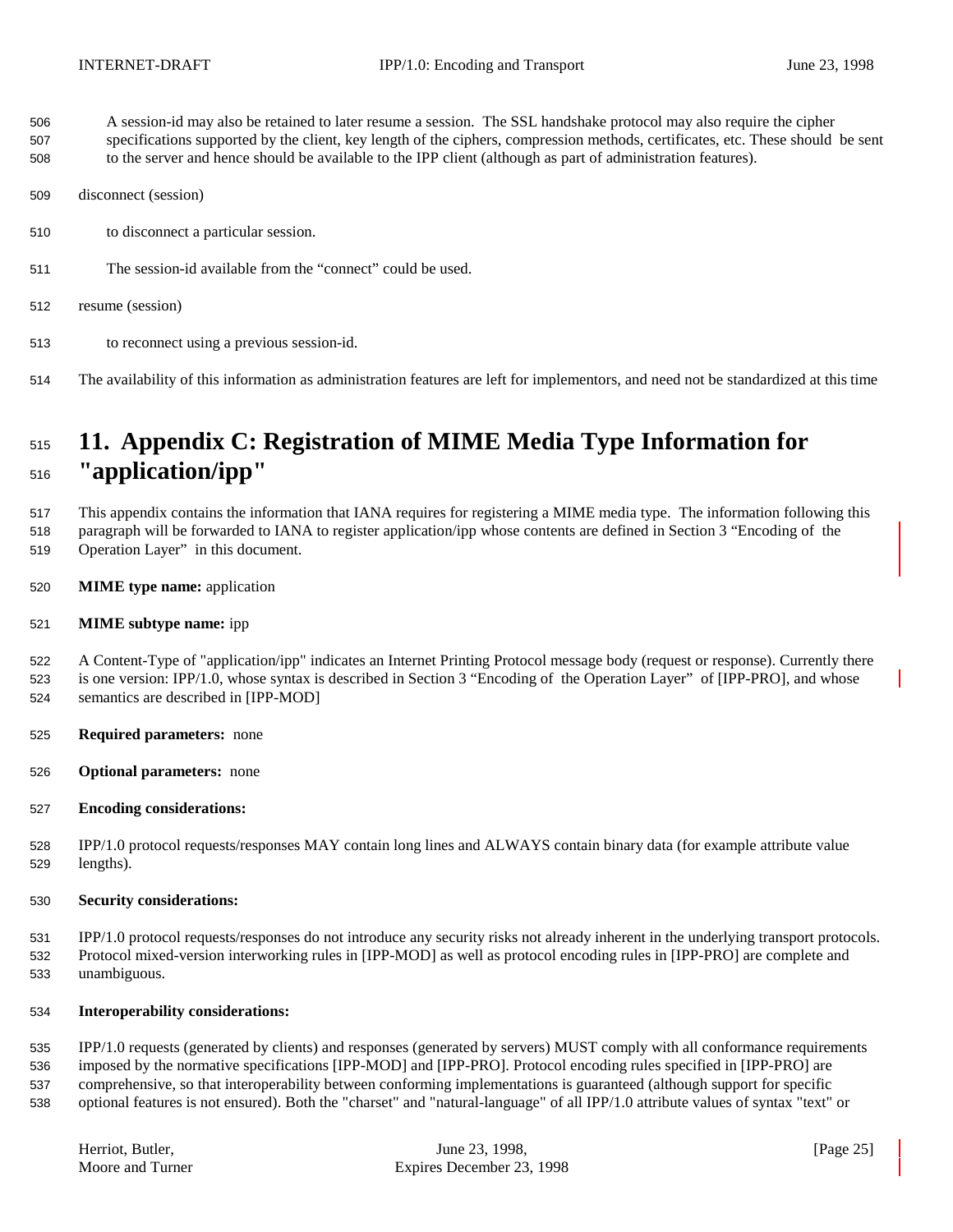A session-id may also be retained to later resume a session. The SSL handshake protocol may also require the cipher specifications supported by the client, key length of the ciphers, compression methods, certificates, etc. These should be sent to the server and hence should be available to the IPP client (although as part of administration features).

disconnect (session)

to disconnect a particular session.

The session-id available from the "connect" could be used.

resume (session)

to reconnect using a previous session-id.

The availability of this information as administration features are left for implementors, and need not be standardized at this time

# 11. Appendix C: Registration of MIME Media Type Information for "application/ipp"

This appendix contains the information that IANA requires for registering a MIME media type. The information following this paragraph will be forwarded to IANA to register application/ipp whose contents are defined in Section 3 "Encoding of the Operation Layer" in this document.

**MIME type name:** application

**MIME subtype name:** ipp

A Content-Type of "application/ipp" indicates an Internet Printing Protocol message body (request or response). Currently there is one version: IPP/1.0, whose syntax is described in Section 3 "Encoding of the Operation Layer" of [IPP-PRO], and whose semantics are described in [IPP-MOD]

**Required parameters:** none

**Optional parameters:** none

**Encoding considerations:**

IPP/1.0 protocol requests/responses MAY contain long lines and ALWAYS contain binary data (for example attribute value lengths).

**Security considerations:**

IPP/1.0 protocol requests/responses do not introduce any security risks not already inherent in the underlying transport protocols. Protocol mixed-version interworking rules in [IPP-MOD] as well as protocol encoding rules in [IPP-PRO] are complete and unambiguous.

**Interoperability considerations:**

IPP/1.0 requests (generated by clients) and responses (generated by servers) MUST comply with all conformance requirements imposed by the normative specifications [IPP-MOD] and [IPP-PRO]. Protocol encoding rules specified in [IPP-PRO] are comprehensive, so that interoperability between conforming implementations is guaranteed (although support for specific optional features is not ensured). Both the "charset" and "natural-language" of all IPP/1.0 attribute values of syntax "text" or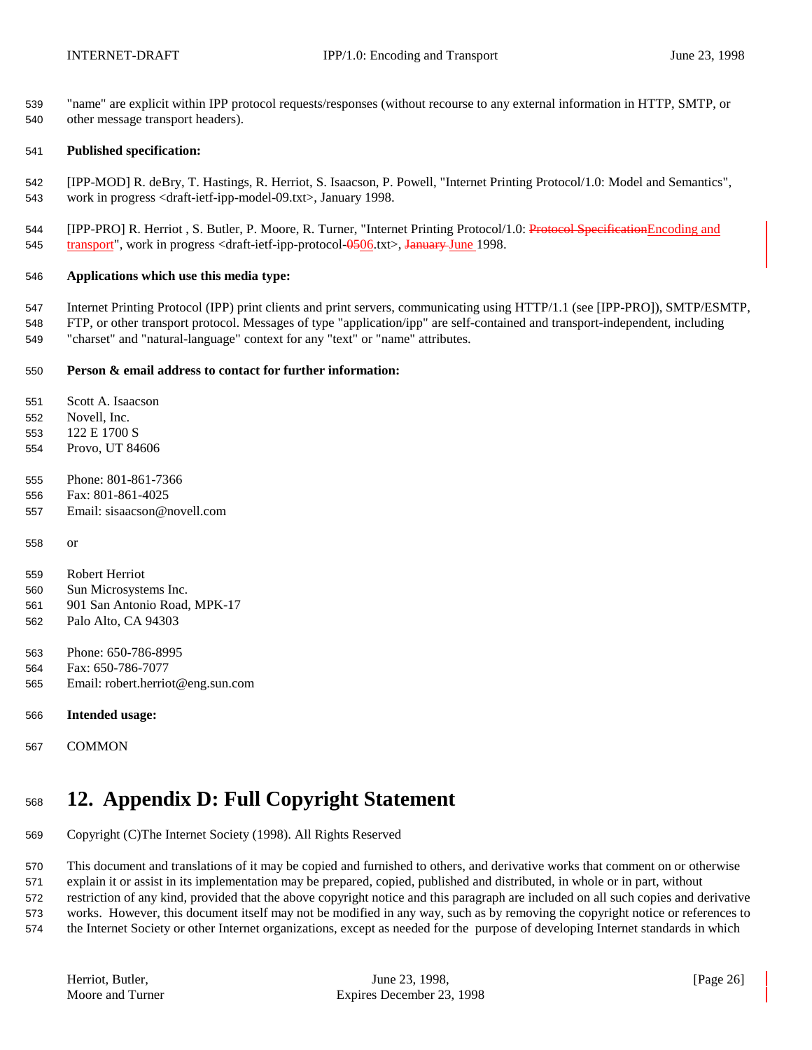"name" are explicit within IPP protocol requests/responses (without recourse to any external information in HTTP, SMTP, or other message transport headers).

**Published specification:**

[IPP-MOD] R. deBry, T. Hastings, R. Herriot, S. Isaacson, P. Powell, "Internet Printing Protocol/1.0: Model and Semantics", work in progress <draft-ietf-ipp-model-09.txt>, January 1998.

[IPP-PRO] R. Herriot , S. Butler, P. Moore, R. Turner, "Internet Printing Protocol/1.0: ~~Protocol Specification~~Encoding and transport", work in progress <draft-ietf-ipp-protocol-~~05~~06.txt>, ~~January~~ June 1998.

**Applications which use this media type:**

Internet Printing Protocol (IPP) print clients and print servers, communicating using HTTP/1.1 (see [IPP-PRO]), SMTP/ESMTP, FTP, or other transport protocol. Messages of type "application/ipp" are self-contained and transport-independent, including "charset" and "natural-language" context for any "text" or "name" attributes.

**Person & email address to contact for further information:**

Scott A. Isaacson
Novell, Inc.
122 E 1700 S
Provo, UT 84606

Phone: 801-861-7366
Fax: 801-861-4025
Email: sisaacson@novell.com

or

Robert Herriot
Sun Microsystems Inc.
901 San Antonio Road, MPK-17
Palo Alto, CA 94303

Phone: 650-786-8995
Fax: 650-786-7077
Email: robert.herriot@eng.sun.com

**Intended usage:**

COMMON

# 12. Appendix D: Full Copyright Statement

Copyright (C)The Internet Society (1998). All Rights Reserved

This document and translations of it may be copied and furnished to others, and derivative works that comment on or otherwise explain it or assist in its implementation may be prepared, copied, published and distributed, in whole or in part, without restriction of any kind, provided that the above copyright notice and this paragraph are included on all such copies and derivative works. However, this document itself may not be modified in any way, such as by removing the copyright notice or references to the Internet Society or other Internet organizations, except as needed for the purpose of developing Internet standards in which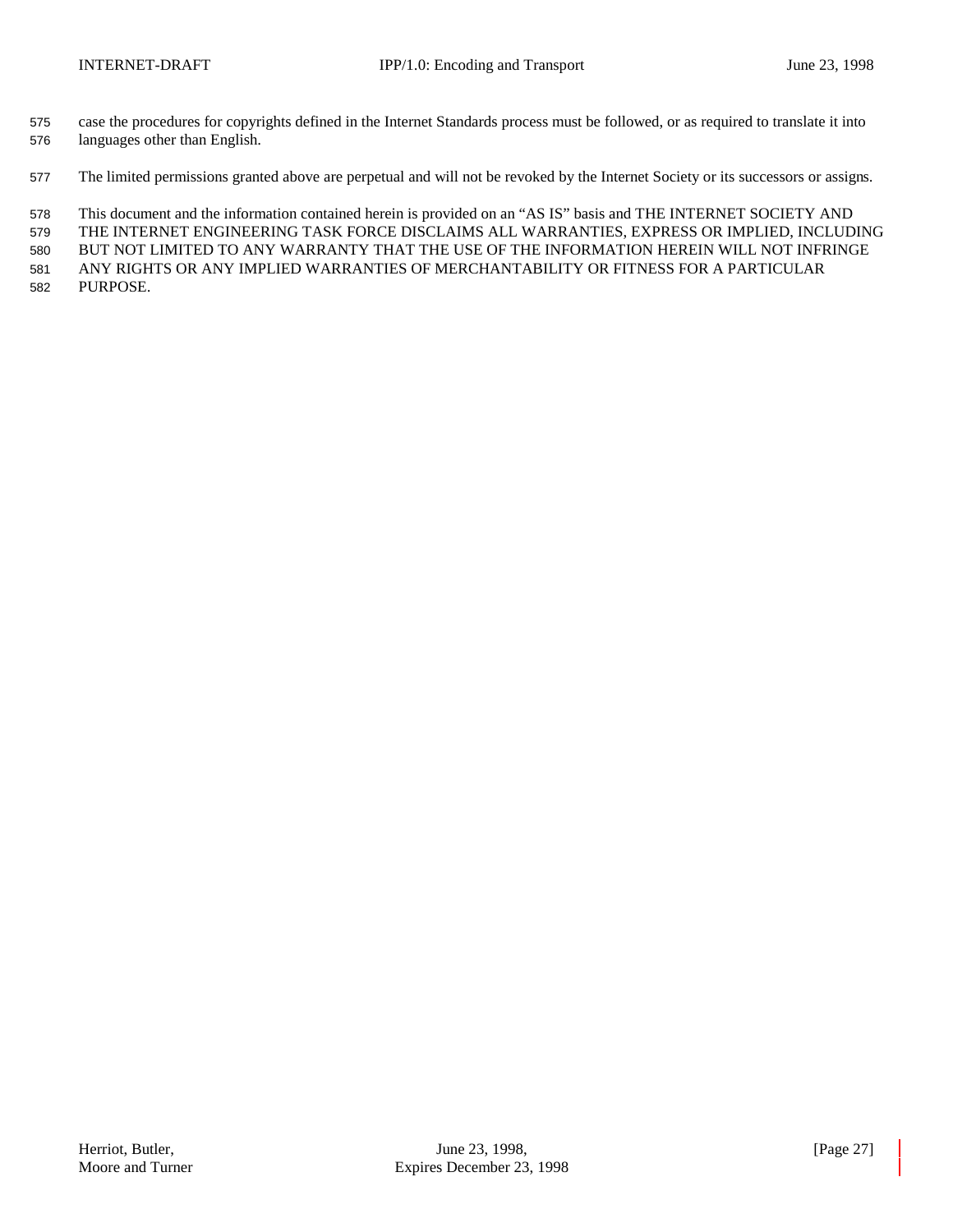case the procedures for copyrights defined in the Internet Standards process must be followed, or as required to translate it into languages other than English.

The limited permissions granted above are perpetual and will not be revoked by the Internet Society or its successors or assigns.

This document and the information contained herein is provided on an "AS IS" basis and THE INTERNET SOCIETY AND THE INTERNET ENGINEERING TASK FORCE DISCLAIMS ALL WARRANTIES, EXPRESS OR IMPLIED, INCLUDING BUT NOT LIMITED TO ANY WARRANTY THAT THE USE OF THE INFORMATION HEREIN WILL NOT INFRINGE ANY RIGHTS OR ANY IMPLIED WARRANTIES OF MERCHANTABILITY OR FITNESS FOR A PARTICULAR PURPOSE.